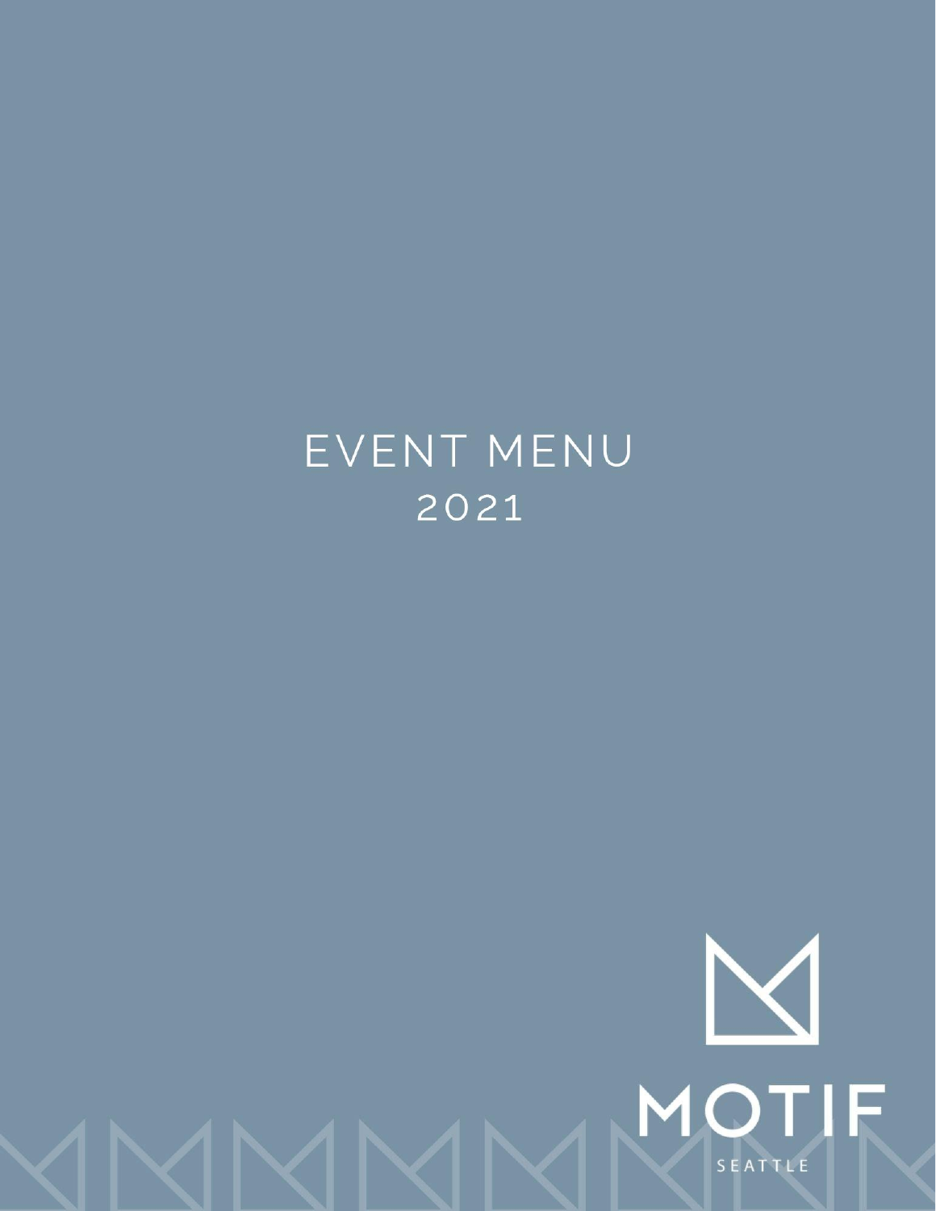# EVENT MENU

2021

MOTIF

SEATTLE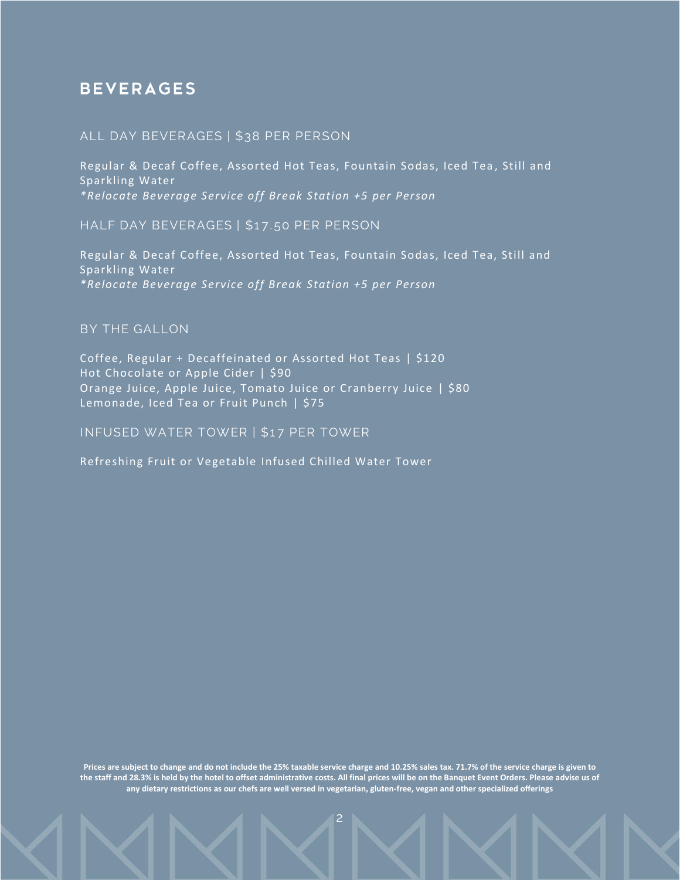# BEVERAGES

## ALL DAY BEVERAGES | $38 PER PERSON

Regular & Decaf Coffee, Assorted Hot Teas, Fountain Sodas, Iced Tea, Still and Sparkling Water
*\*Relocate Beverage Service off Break Station +5 per Person*

## HALF DAY BEVERAGES | $17.50 PER PERSON

Regular & Decaf Coffee, Assorted Hot Teas, Fountain Sodas, Iced Tea, Still and Sparkling Water
*\*Relocate Beverage Service off Break Station +5 per Person*

## BY THE GALLON

Coffee, Regular + Decaffeinated or Assorted Hot Teas | $120
Hot Chocolate or Apple Cider | $90
Orange Juice, Apple Juice, Tomato Juice or Cranberry Juice | $80
Lemonade, Iced Tea or Fruit Punch | $75

## INFUSED WATER TOWER | $17 PER TOWER

Refreshing Fruit or Vegetable Infused Chilled Water Tower

**Prices are subject to change and do not include the 25% taxable service charge and 10.25% sales tax. 71.7% of the service charge is given to the staff and 28.3% is held by the hotel to offset administrative costs. All final prices will be on the Banquet Event Orders. Please advise us of any dietary restrictions as our chefs are well versed in vegetarian, gluten-free, vegan and other specialized offerings**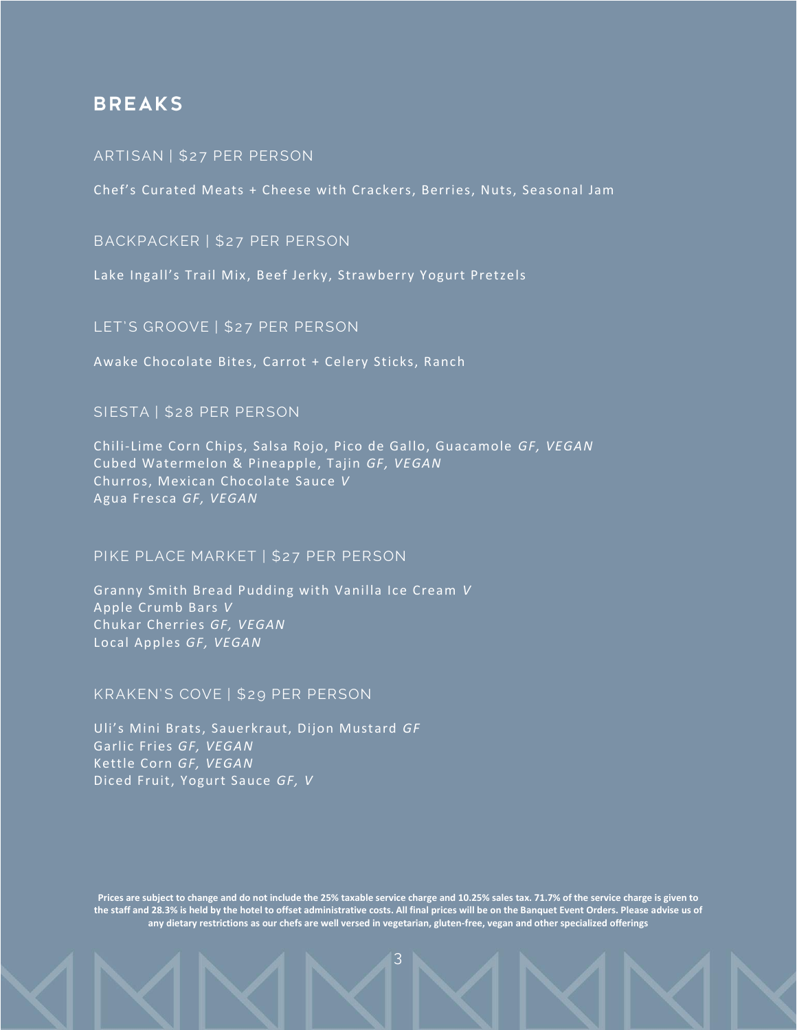# BREAKS

## ARTISAN | $27 PER PERSON

Chef's Curated Meats + Cheese with Crackers, Berries, Nuts, Seasonal Jam

## BACKPACKER | $27 PER PERSON

Lake Ingall's Trail Mix, Beef Jerky, Strawberry Yogurt Pretzels

## LET'S GROOVE | $27 PER PERSON

Awake Chocolate Bites, Carrot + Celery Sticks, Ranch

## SIESTA | $28 PER PERSON

Chili-Lime Corn Chips, Salsa Rojo, Pico de Gallo, Guacamole *GF, VEGAN*
Cubed Watermelon & Pineapple, Tajin *GF, VEGAN*
Churros, Mexican Chocolate Sauce *V*
Agua Fresca *GF, VEGAN*

## PIKE PLACE MARKET | $27 PER PERSON

Granny Smith Bread Pudding with Vanilla Ice Cream *V*
Apple Crumb Bars *V*
Chukar Cherries *GF, VEGAN*
Local Apples *GF, VEGAN*

## KRAKEN'S COVE | $29 PER PERSON

Uli's Mini Brats, Sauerkraut, Dijon Mustard *GF*
Garlic Fries *GF, VEGAN*
Kettle Corn *GF, VEGAN*
Diced Fruit, Yogurt Sauce *GF, V*

**Prices are subject to change and do not include the 25% taxable service charge and 10.25% sales tax. 71.7% of the service charge is given to the staff and 28.3% is held by the hotel to offset administrative costs. All final prices will be on the Banquet Event Orders. Please advise us of any dietary restrictions as our chefs are well versed in vegetarian, gluten-free, vegan and other specialized offerings**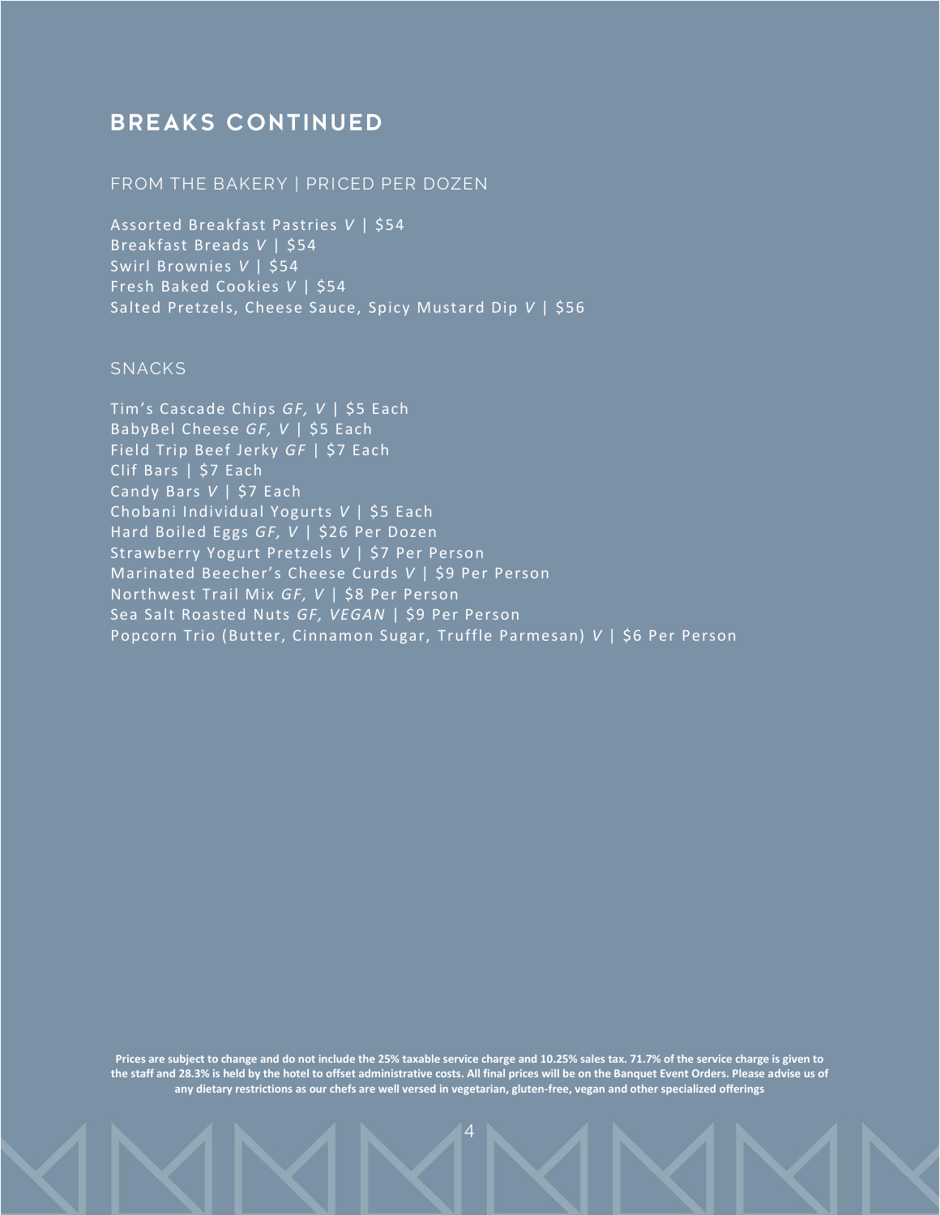# BREAKS CONTINUED

## FROM THE BAKERY | PRICED PER DOZEN

Assorted Breakfast Pastries *V* | $54
Breakfast Breads *V* | $54
Swirl Brownies *V* | $54
Fresh Baked Cookies *V* | $54
Salted Pretzels, Cheese Sauce, Spicy Mustard Dip *V* | $56

## SNACKS

Tim's Cascade Chips *GF, V* | $5 Each
BabyBel Cheese *GF, V* | $5 Each
Field Trip Beef Jerky *GF* | $7 Each
Clif Bars | $7 Each
Candy Bars *V* | $7 Each
Chobani Individual Yogurts *V* | $5 Each
Hard Boiled Eggs *GF, V* | $26 Per Dozen
Strawberry Yogurt Pretzels *V* | $7 Per Person
Marinated Beecher's Cheese Curds *V* | $9 Per Person
Northwest Trail Mix *GF, V* | $8 Per Person
Sea Salt Roasted Nuts *GF, VEGAN* | $9 Per Person
Popcorn Trio (Butter, Cinnamon Sugar, Truffle Parmesan) *V* | $6 Per Person

**Prices are subject to change and do not include the 25% taxable service charge and 10.25% sales tax. 71.7% of the service charge is given to the staff and 28.3% is held by the hotel to offset administrative costs. All final prices will be on the Banquet Event Orders. Please advise us of any dietary restrictions as our chefs are well versed in vegetarian, gluten-free, vegan and other specialized offerings**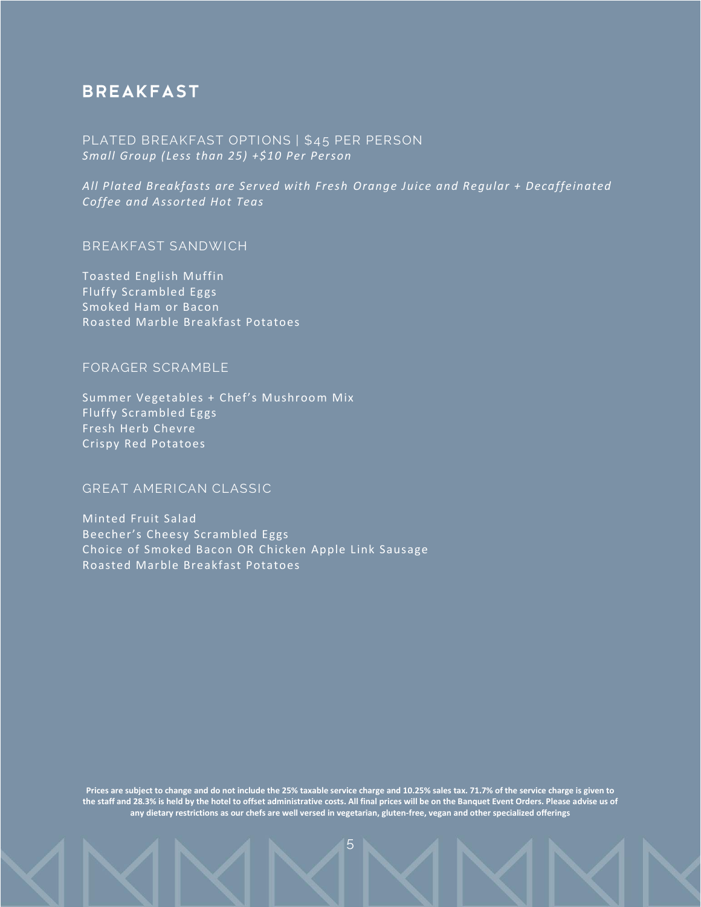# BREAKFAST

## PLATED BREAKFAST OPTIONS | $45 PER PERSON

*Small Group (Less than 25) +$10 Per Person*

*All Plated Breakfasts are Served with Fresh Orange Juice and Regular + Decaffeinated Coffee and Assorted Hot Teas*

### BREAKFAST SANDWICH

Toasted English Muffin
Fluffy Scrambled Eggs
Smoked Ham or Bacon
Roasted Marble Breakfast Potatoes

### FORAGER SCRAMBLE

Summer Vegetables + Chef's Mushroom Mix
Fluffy Scrambled Eggs
Fresh Herb Chevre
Crispy Red Potatoes

### GREAT AMERICAN CLASSIC

Minted Fruit Salad
Beecher's Cheesy Scrambled Eggs
Choice of Smoked Bacon OR Chicken Apple Link Sausage
Roasted Marble Breakfast Potatoes

**Prices are subject to change and do not include the 25% taxable service charge and 10.25% sales tax. 71.7% of the service charge is given to the staff and 28.3% is held by the hotel to offset administrative costs. All final prices will be on the Banquet Event Orders. Please advise us of any dietary restrictions as our chefs are well versed in vegetarian, gluten-free, vegan and other specialized offerings**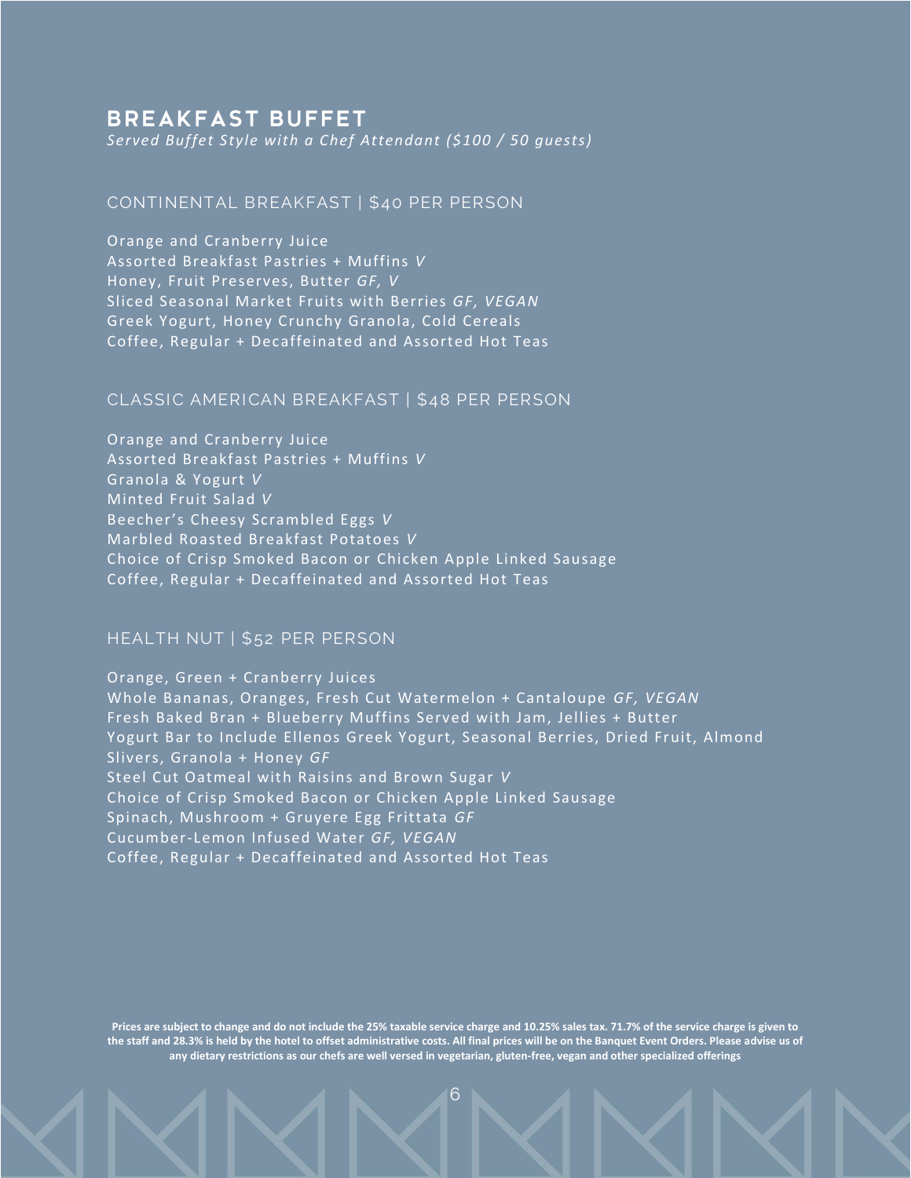# BREAKFAST BUFFET

*Served Buffet Style with a Chef Attendant ($100 / 50 guests)*

## CONTINENTAL BREAKFAST | $40 PER PERSON

Orange and Cranberry Juice
Assorted Breakfast Pastries + Muffins *V*
Honey, Fruit Preserves, Butter *GF, V*
Sliced Seasonal Market Fruits with Berries *GF, VEGAN*
Greek Yogurt, Honey Crunchy Granola, Cold Cereals
Coffee, Regular + Decaffeinated and Assorted Hot Teas

## CLASSIC AMERICAN BREAKFAST | $48 PER PERSON

Orange and Cranberry Juice
Assorted Breakfast Pastries + Muffins *V*
Granola & Yogurt *V*
Minted Fruit Salad *V*
Beecher's Cheesy Scrambled Eggs *V*
Marbled Roasted Breakfast Potatoes *V*
Choice of Crisp Smoked Bacon or Chicken Apple Linked Sausage
Coffee, Regular + Decaffeinated and Assorted Hot Teas

## HEALTH NUT | $52 PER PERSON

Orange, Green + Cranberry Juices
Whole Bananas, Oranges, Fresh Cut Watermelon + Cantaloupe *GF, VEGAN*
Fresh Baked Bran + Blueberry Muffins Served with Jam, Jellies + Butter
Yogurt Bar to Include Ellenos Greek Yogurt, Seasonal Berries, Dried Fruit, Almond Slivers, Granola + Honey *GF*
Steel Cut Oatmeal with Raisins and Brown Sugar *V*
Choice of Crisp Smoked Bacon or Chicken Apple Linked Sausage
Spinach, Mushroom + Gruyere Egg Frittata *GF*
Cucumber-Lemon Infused Water *GF, VEGAN*
Coffee, Regular + Decaffeinated and Assorted Hot Teas

**Prices are subject to change and do not include the 25% taxable service charge and 10.25% sales tax. 71.7% of the service charge is given to the staff and 28.3% is held by the hotel to offset administrative costs. All final prices will be on the Banquet Event Orders. Please advise us of any dietary restrictions as our chefs are well versed in vegetarian, gluten-free, vegan and other specialized offerings**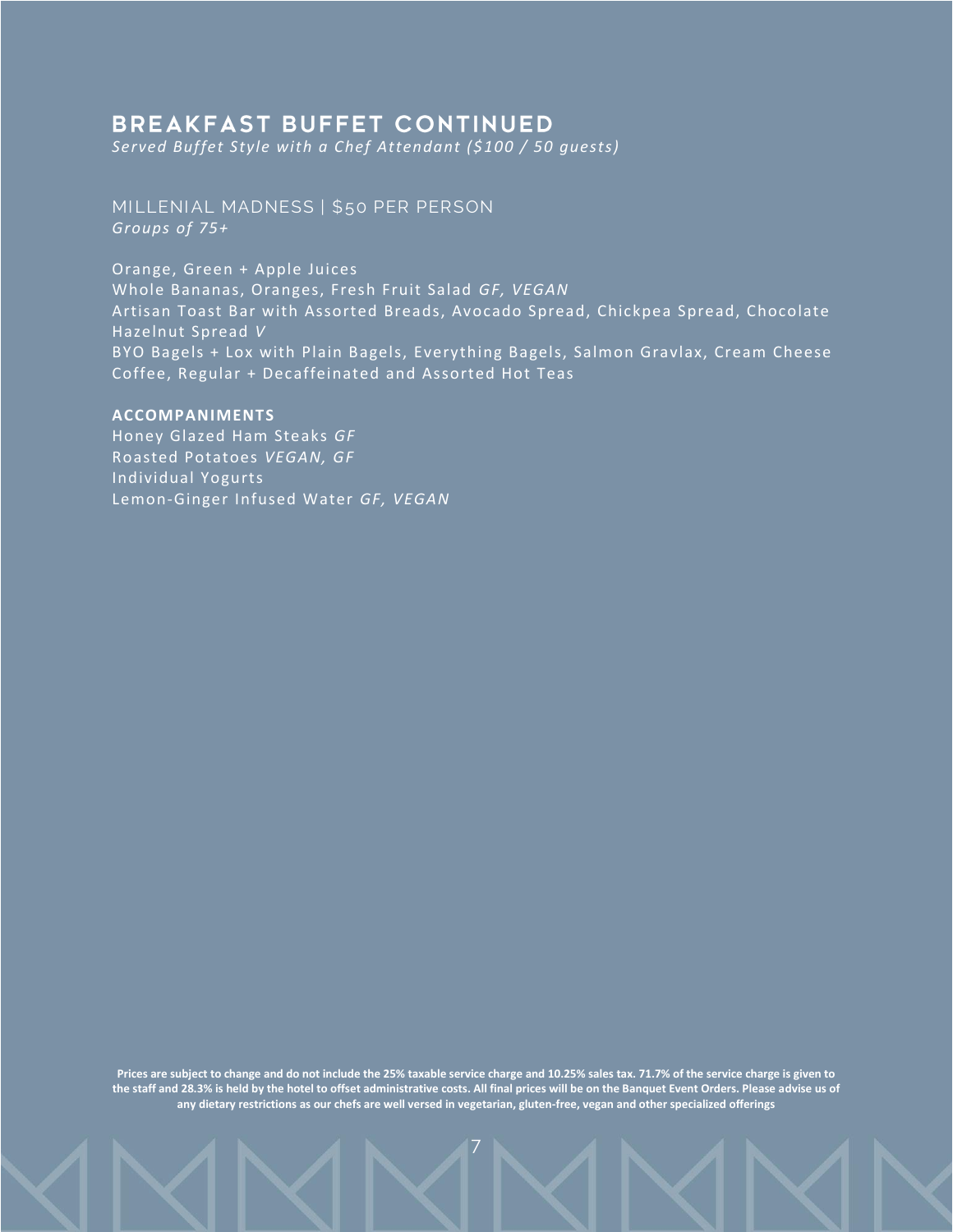# BREAKFAST BUFFET CONTINUED

*Served Buffet Style with a Chef Attendant ($100 / 50 guests)*

## MILLENIAL MADNESS | $50 PER PERSON

*Groups of 75+*

Orange, Green + Apple Juices
Whole Bananas, Oranges, Fresh Fruit Salad *GF, VEGAN*
Artisan Toast Bar with Assorted Breads, Avocado Spread, Chickpea Spread, Chocolate Hazelnut Spread *V*
BYO Bagels + Lox with Plain Bagels, Everything Bagels, Salmon Gravlax, Cream Cheese
Coffee, Regular + Decaffeinated and Assorted Hot Teas

**ACCOMPANIMENTS**

Honey Glazed Ham Steaks *GF*
Roasted Potatoes *VEGAN, GF*
Individual Yogurts
Lemon-Ginger Infused Water *GF, VEGAN*

**Prices are subject to change and do not include the 25% taxable service charge and 10.25% sales tax. 71.7% of the service charge is given to the staff and 28.3% is held by the hotel to offset administrative costs. All final prices will be on the Banquet Event Orders. Please advise us of any dietary restrictions as our chefs are well versed in vegetarian, gluten-free, vegan and other specialized offerings**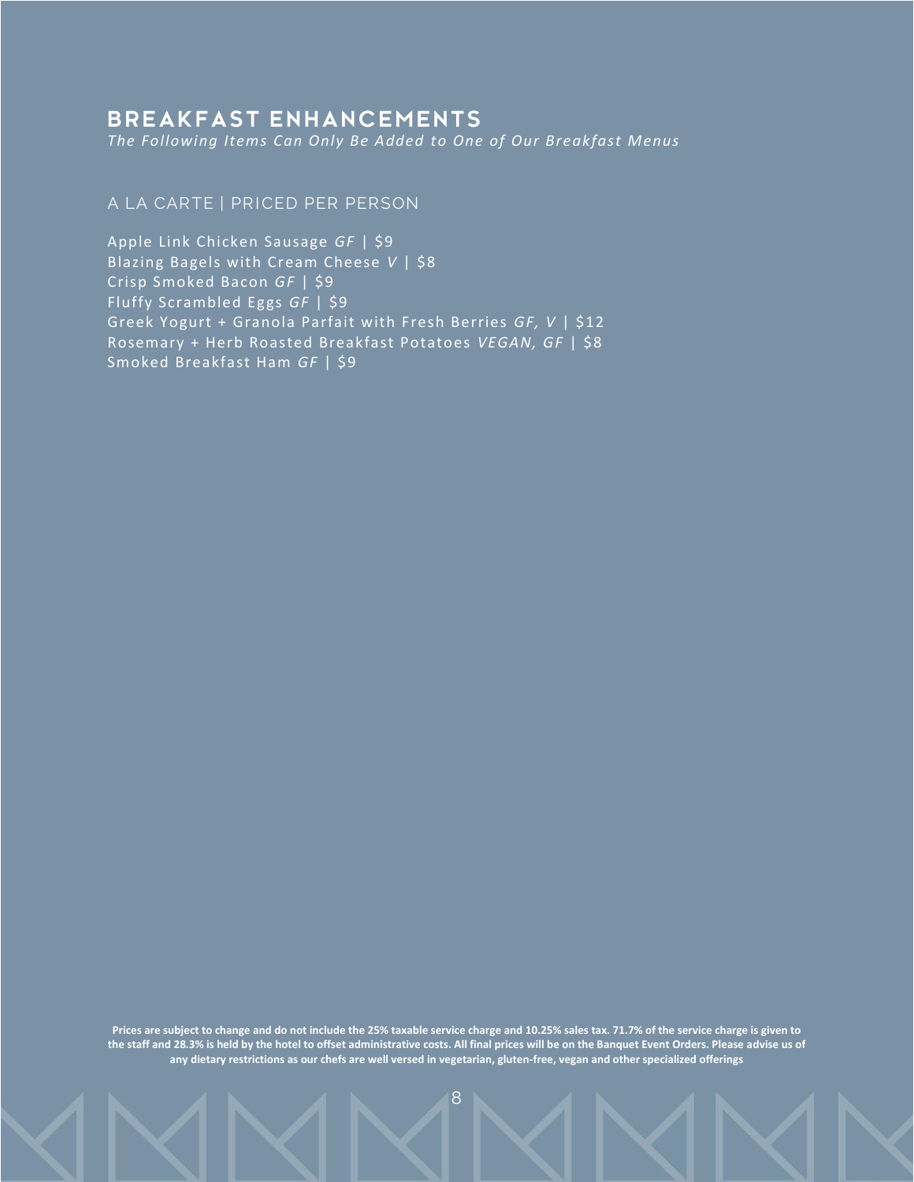# BREAKFAST ENHANCEMENTS

*The Following Items Can Only Be Added to One of Our Breakfast Menus*

## A LA CARTE | PRICED PER PERSON

Apple Link Chicken Sausage *GF* | $9
Blazing Bagels with Cream Cheese *V* | $8
Crisp Smoked Bacon *GF* | $9
Fluffy Scrambled Eggs *GF* | $9
Greek Yogurt + Granola Parfait with Fresh Berries *GF, V* | $12
Rosemary + Herb Roasted Breakfast Potatoes *VEGAN, GF* | $8
Smoked Breakfast Ham *GF* | $9

**Prices are subject to change and do not include the 25% taxable service charge and 10.25% sales tax. 71.7% of the service charge is given to the staff and 28.3% is held by the hotel to offset administrative costs. All final prices will be on the Banquet Event Orders. Please advise us of any dietary restrictions as our chefs are well versed in vegetarian, gluten-free, vegan and other specialized offerings**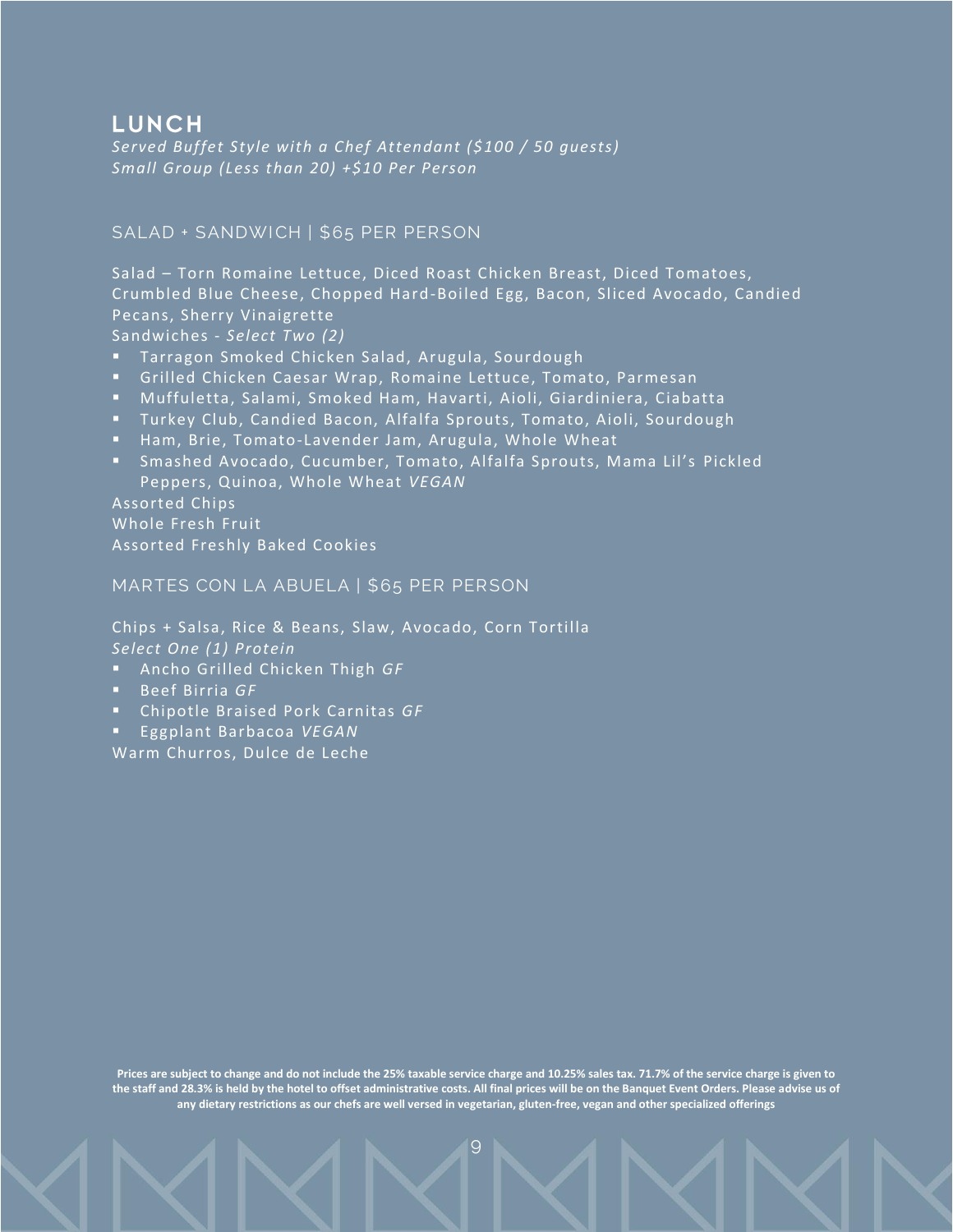## LUNCH

*Served Buffet Style with a Chef Attendant ($100 / 50 guests)*
*Small Group (Less than 20) +$10 Per Person*

### SALAD + SANDWICH | $65 PER PERSON

Salad – Torn Romaine Lettuce, Diced Roast Chicken Breast, Diced Tomatoes, Crumbled Blue Cheese, Chopped Hard-Boiled Egg, Bacon, Sliced Avocado, Candied Pecans, Sherry Vinaigrette

Sandwiches - *Select Two (2)*

- Tarragon Smoked Chicken Salad, Arugula, Sourdough
- Grilled Chicken Caesar Wrap, Romaine Lettuce, Tomato, Parmesan
- Muffuletta, Salami, Smoked Ham, Havarti, Aioli, Giardiniera, Ciabatta
- Turkey Club, Candied Bacon, Alfalfa Sprouts, Tomato, Aioli, Sourdough
- Ham, Brie, Tomato-Lavender Jam, Arugula, Whole Wheat
- Smashed Avocado, Cucumber, Tomato, Alfalfa Sprouts, Mama Lil's Pickled Peppers, Quinoa, Whole Wheat *VEGAN*

Assorted Chips
Whole Fresh Fruit
Assorted Freshly Baked Cookies

### MARTES CON LA ABUELA | $65 PER PERSON

Chips + Salsa, Rice & Beans, Slaw, Avocado, Corn Tortilla

*Select One (1) Protein*

- Ancho Grilled Chicken Thigh *GF*
- Beef Birria *GF*
- Chipotle Braised Pork Carnitas *GF*
- Eggplant Barbacoa *VEGAN*

Warm Churros, Dulce de Leche

**Prices are subject to change and do not include the 25% taxable service charge and 10.25% sales tax. 71.7% of the service charge is given to the staff and 28.3% is held by the hotel to offset administrative costs. All final prices will be on the Banquet Event Orders. Please advise us of any dietary restrictions as our chefs are well versed in vegetarian, gluten-free, vegan and other specialized offerings**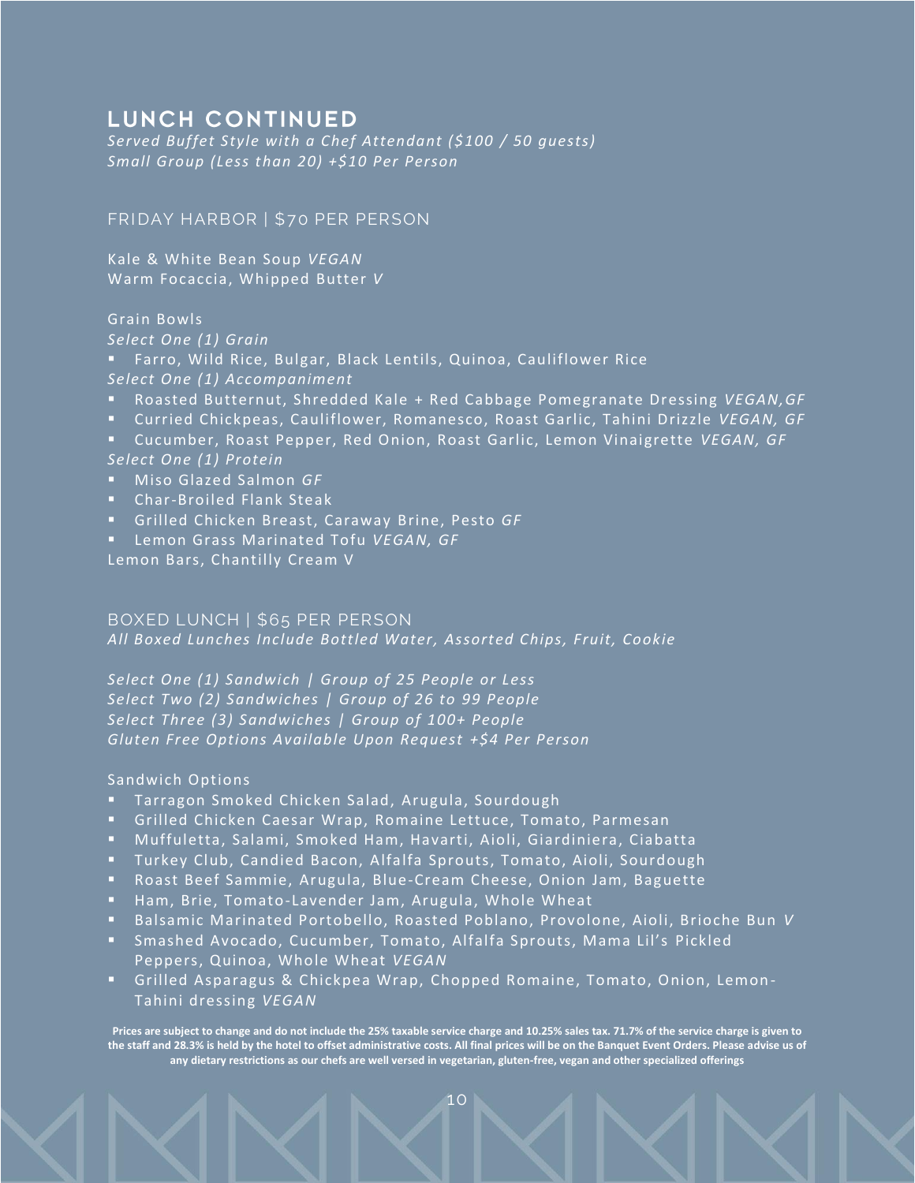## LUNCH CONTINUED

*Served Buffet Style with a Chef Attendant ($100 / 50 guests)*
*Small Group (Less than 20) +$10 Per Person*

### FRIDAY HARBOR | $70 PER PERSON

Kale & White Bean Soup *VEGAN*
Warm Focaccia, Whipped Butter *V*

Grain Bowls
*Select One (1) Grain*

- Farro, Wild Rice, Bulgar, Black Lentils, Quinoa, Cauliflower Rice

*Select One (1) Accompaniment*

- Roasted Butternut, Shredded Kale + Red Cabbage Pomegranate Dressing *VEGAN,GF*
- Curried Chickpeas, Cauliflower, Romanesco, Roast Garlic, Tahini Drizzle *VEGAN, GF*
- Cucumber, Roast Pepper, Red Onion, Roast Garlic, Lemon Vinaigrette *VEGAN, GF*

*Select One (1) Protein*

- Miso Glazed Salmon *GF*
- Char-Broiled Flank Steak
- Grilled Chicken Breast, Caraway Brine, Pesto *GF*
- Lemon Grass Marinated Tofu *VEGAN, GF*

Lemon Bars, Chantilly Cream V

### BOXED LUNCH | $65 PER PERSON

*All Boxed Lunches Include Bottled Water, Assorted Chips, Fruit, Cookie*

*Select One (1) Sandwich | Group of 25 People or Less*
*Select Two (2) Sandwiches | Group of 26 to 99 People*
*Select Three (3) Sandwiches | Group of 100+ People*
*Gluten Free Options Available Upon Request +$4 Per Person*

Sandwich Options

- Tarragon Smoked Chicken Salad, Arugula, Sourdough
- Grilled Chicken Caesar Wrap, Romaine Lettuce, Tomato, Parmesan
- Muffuletta, Salami, Smoked Ham, Havarti, Aioli, Giardiniera, Ciabatta
- Turkey Club, Candied Bacon, Alfalfa Sprouts, Tomato, Aioli, Sourdough
- Roast Beef Sammie, Arugula, Blue-Cream Cheese, Onion Jam, Baguette
- Ham, Brie, Tomato-Lavender Jam, Arugula, Whole Wheat
- Balsamic Marinated Portobello, Roasted Poblano, Provolone, Aioli, Brioche Bun *V*
- Smashed Avocado, Cucumber, Tomato, Alfalfa Sprouts, Mama Lil's Pickled Peppers, Quinoa, Whole Wheat *VEGAN*
- Grilled Asparagus & Chickpea Wrap, Chopped Romaine, Tomato, Onion, Lemon-Tahini dressing *VEGAN*

**Prices are subject to change and do not include the 25% taxable service charge and 10.25% sales tax. 71.7% of the service charge is given to the staff and 28.3% is held by the hotel to offset administrative costs. All final prices will be on the Banquet Event Orders. Please advise us of any dietary restrictions as our chefs are well versed in vegetarian, gluten-free, vegan and other specialized offerings**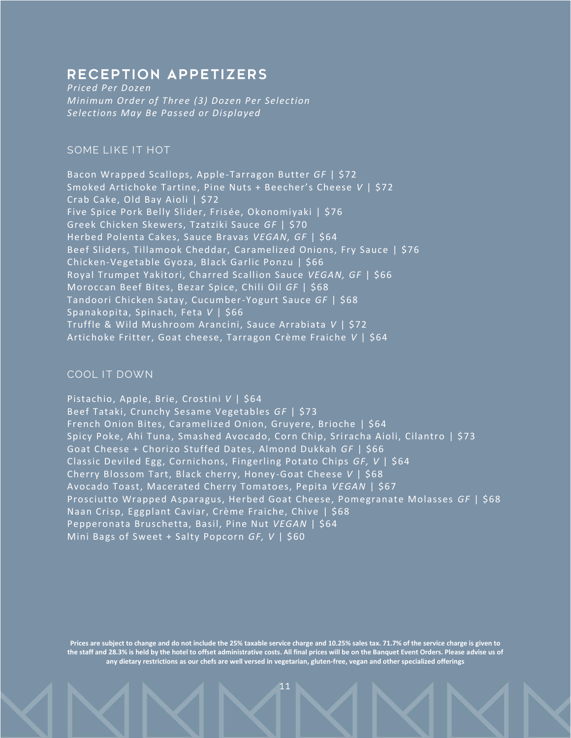# RECEPTION APPETIZERS

*Priced Per Dozen*
*Minimum Order of Three (3) Dozen Per Selection*
*Selections May Be Passed or Displayed*

## SOME LIKE IT HOT

Bacon Wrapped Scallops, Apple-Tarragon Butter *GF* | $72
Smoked Artichoke Tartine, Pine Nuts + Beecher's Cheese *V* | $72
Crab Cake, Old Bay Aioli | $72
Five Spice Pork Belly Slider, Frisée, Okonomiyaki | $76
Greek Chicken Skewers, Tzatziki Sauce *GF* | $70
Herbed Polenta Cakes, Sauce Bravas *VEGAN, GF* | $64
Beef Sliders, Tillamook Cheddar, Caramelized Onions, Fry Sauce | $76
Chicken-Vegetable Gyoza, Black Garlic Ponzu | $66
Royal Trumpet Yakitori, Charred Scallion Sauce *VEGAN, GF* | $66
Moroccan Beef Bites, Bezar Spice, Chili Oil *GF* | $68
Tandoori Chicken Satay, Cucumber-Yogurt Sauce *GF* | $68
Spanakopita, Spinach, Feta *V* | $66
Truffle & Wild Mushroom Arancini, Sauce Arrabiata *V* | $72
Artichoke Fritter, Goat cheese, Tarragon Crème Fraiche *V* | $64

## COOL IT DOWN

Pistachio, Apple, Brie, Crostini *V* | $64
Beef Tataki, Crunchy Sesame Vegetables *GF* | $73
French Onion Bites, Caramelized Onion, Gruyere, Brioche | $64
Spicy Poke, Ahi Tuna, Smashed Avocado, Corn Chip, Sriracha Aioli, Cilantro | $73
Goat Cheese + Chorizo Stuffed Dates, Almond Dukkah *GF* | $66
Classic Deviled Egg, Cornichons, Fingerling Potato Chips *GF, V* | $64
Cherry Blossom Tart, Black cherry, Honey-Goat Cheese *V* | $68
Avocado Toast, Macerated Cherry Tomatoes, Pepita *VEGAN* | $67
Prosciutto Wrapped Asparagus, Herbed Goat Cheese, Pomegranate Molasses *GF* | $68
Naan Crisp, Eggplant Caviar, Crème Fraiche, Chive | $68
Pepperonata Bruschetta, Basil, Pine Nut *VEGAN* | $64
Mini Bags of Sweet + Salty Popcorn *GF, V* | $60

**Prices are subject to change and do not include the 25% taxable service charge and 10.25% sales tax. 71.7% of the service charge is given to the staff and 28.3% is held by the hotel to offset administrative costs. All final prices will be on the Banquet Event Orders. Please advise us of any dietary restrictions as our chefs are well versed in vegetarian, gluten-free, vegan and other specialized offerings**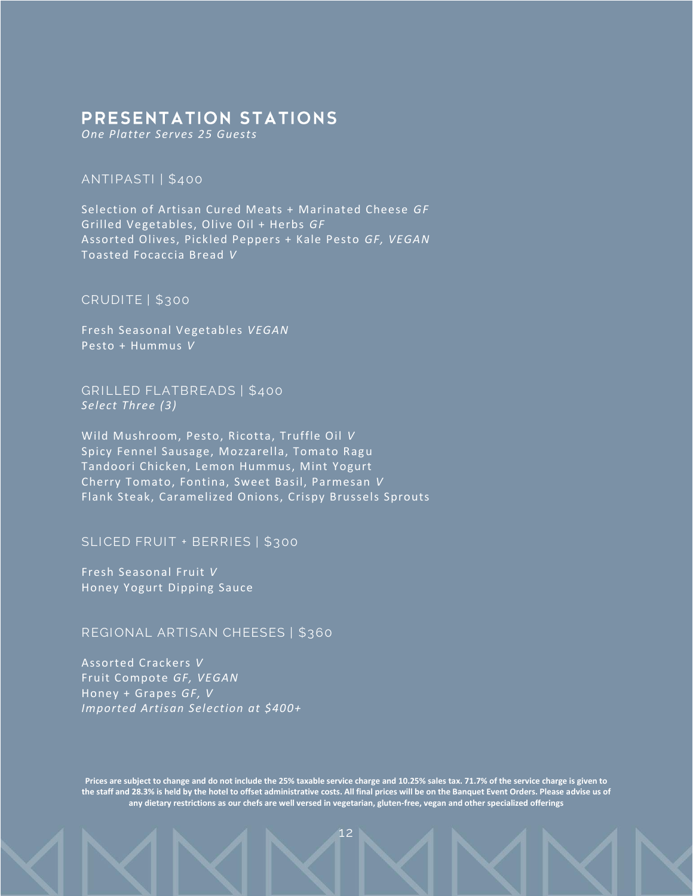# PRESENTATION STATIONS

*One Platter Serves 25 Guests*

## ANTIPASTI | $400

Selection of Artisan Cured Meats + Marinated Cheese *GF*
Grilled Vegetables, Olive Oil + Herbs *GF*
Assorted Olives, Pickled Peppers + Kale Pesto *GF, VEGAN*
Toasted Focaccia Bread *V*

## CRUDITE | $300

Fresh Seasonal Vegetables *VEGAN*
Pesto + Hummus *V*

## GRILLED FLATBREADS | $400

*Select Three (3)*

Wild Mushroom, Pesto, Ricotta, Truffle Oil *V*
Spicy Fennel Sausage, Mozzarella, Tomato Ragu
Tandoori Chicken, Lemon Hummus, Mint Yogurt
Cherry Tomato, Fontina, Sweet Basil, Parmesan *V*
Flank Steak, Caramelized Onions, Crispy Brussels Sprouts

## SLICED FRUIT + BERRIES | $300

Fresh Seasonal Fruit *V*
Honey Yogurt Dipping Sauce

## REGIONAL ARTISAN CHEESES | $360

Assorted Crackers *V*
Fruit Compote *GF, VEGAN*
Honey + Grapes *GF, V*
*Imported Artisan Selection at $400+*

**Prices are subject to change and do not include the 25% taxable service charge and 10.25% sales tax. 71.7% of the service charge is given to the staff and 28.3% is held by the hotel to offset administrative costs. All final prices will be on the Banquet Event Orders. Please advise us of any dietary restrictions as our chefs are well versed in vegetarian, gluten-free, vegan and other specialized offerings**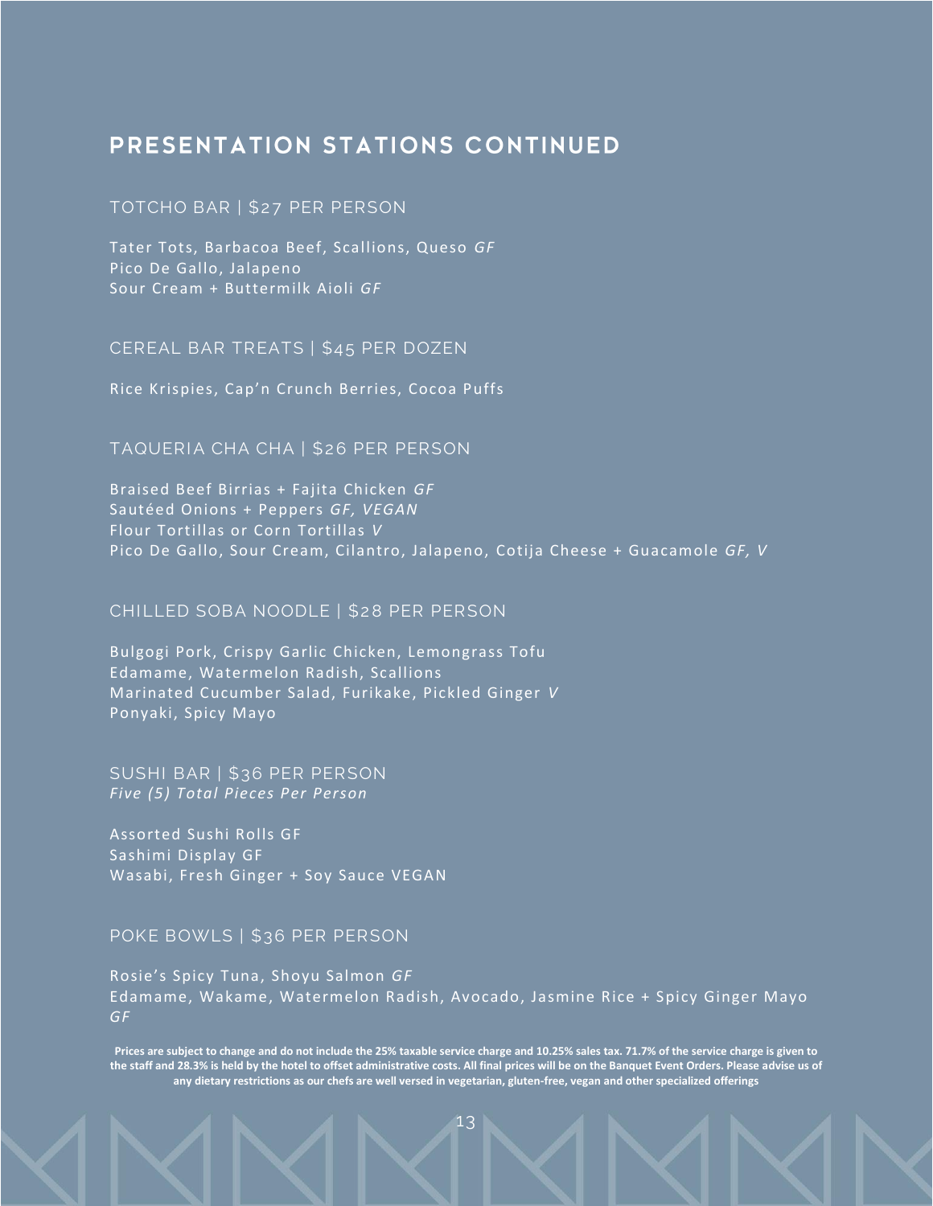# PRESENTATION STATIONS CONTINUED

## TOTCHO BAR | $27 PER PERSON

Tater Tots, Barbacoa Beef, Scallions, Queso *GF*
Pico De Gallo, Jalapeno
Sour Cream + Buttermilk Aioli *GF*

## CEREAL BAR TREATS | $45 PER DOZEN

Rice Krispies, Cap'n Crunch Berries, Cocoa Puffs

## TAQUERIA CHA CHA | $26 PER PERSON

Braised Beef Birrias + Fajita Chicken *GF*
Sautéed Onions + Peppers *GF, VEGAN*
Flour Tortillas or Corn Tortillas *V*
Pico De Gallo, Sour Cream, Cilantro, Jalapeno, Cotija Cheese + Guacamole *GF, V*

## CHILLED SOBA NOODLE | $28 PER PERSON

Bulgogi Pork, Crispy Garlic Chicken, Lemongrass Tofu
Edamame, Watermelon Radish, Scallions
Marinated Cucumber Salad, Furikake, Pickled Ginger *V*
Ponyaki, Spicy Mayo

## SUSHI BAR | $36 PER PERSON

*Five (5) Total Pieces Per Person*

Assorted Sushi Rolls GF
Sashimi Display GF
Wasabi, Fresh Ginger + Soy Sauce VEGAN

## POKE BOWLS | $36 PER PERSON

Rosie's Spicy Tuna, Shoyu Salmon *GF*
Edamame, Wakame, Watermelon Radish, Avocado, Jasmine Rice + Spicy Ginger Mayo *GF*

**Prices are subject to change and do not include the 25% taxable service charge and 10.25% sales tax. 71.7% of the service charge is given to the staff and 28.3% is held by the hotel to offset administrative costs. All final prices will be on the Banquet Event Orders. Please advise us of any dietary restrictions as our chefs are well versed in vegetarian, gluten-free, vegan and other specialized offerings**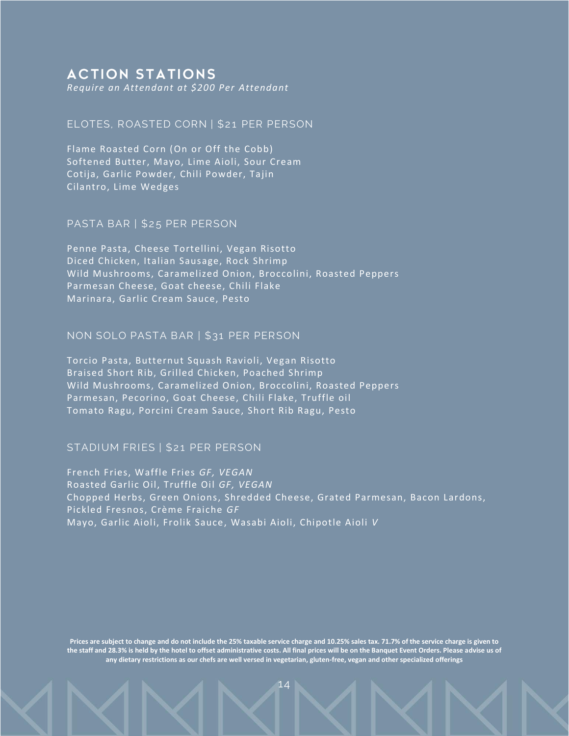# ACTION STATIONS

*Require an Attendant at $200 Per Attendant*

## ELOTES, ROASTED CORN | $21 PER PERSON

Flame Roasted Corn (On or Off the Cobb)
Softened Butter, Mayo, Lime Aioli, Sour Cream
Cotija, Garlic Powder, Chili Powder, Tajin
Cilantro, Lime Wedges

## PASTA BAR | $25 PER PERSON

Penne Pasta, Cheese Tortellini, Vegan Risotto
Diced Chicken, Italian Sausage, Rock Shrimp
Wild Mushrooms, Caramelized Onion, Broccolini, Roasted Peppers
Parmesan Cheese, Goat cheese, Chili Flake
Marinara, Garlic Cream Sauce, Pesto

## NON SOLO PASTA BAR | $31 PER PERSON

Torcio Pasta, Butternut Squash Ravioli, Vegan Risotto
Braised Short Rib, Grilled Chicken, Poached Shrimp
Wild Mushrooms, Caramelized Onion, Broccolini, Roasted Peppers
Parmesan, Pecorino, Goat Cheese, Chili Flake, Truffle oil
Tomato Ragu, Porcini Cream Sauce, Short Rib Ragu, Pesto

## STADIUM FRIES | $21 PER PERSON

French Fries, Waffle Fries *GF, VEGAN*
Roasted Garlic Oil, Truffle Oil *GF, VEGAN*
Chopped Herbs, Green Onions, Shredded Cheese, Grated Parmesan, Bacon Lardons, Pickled Fresnos, Crème Fraiche *GF*
Mayo, Garlic Aioli, Frolik Sauce, Wasabi Aioli, Chipotle Aioli *V*

**Prices are subject to change and do not include the 25% taxable service charge and 10.25% sales tax. 71.7% of the service charge is given to the staff and 28.3% is held by the hotel to offset administrative costs. All final prices will be on the Banquet Event Orders. Please advise us of any dietary restrictions as our chefs are well versed in vegetarian, gluten-free, vegan and other specialized offerings**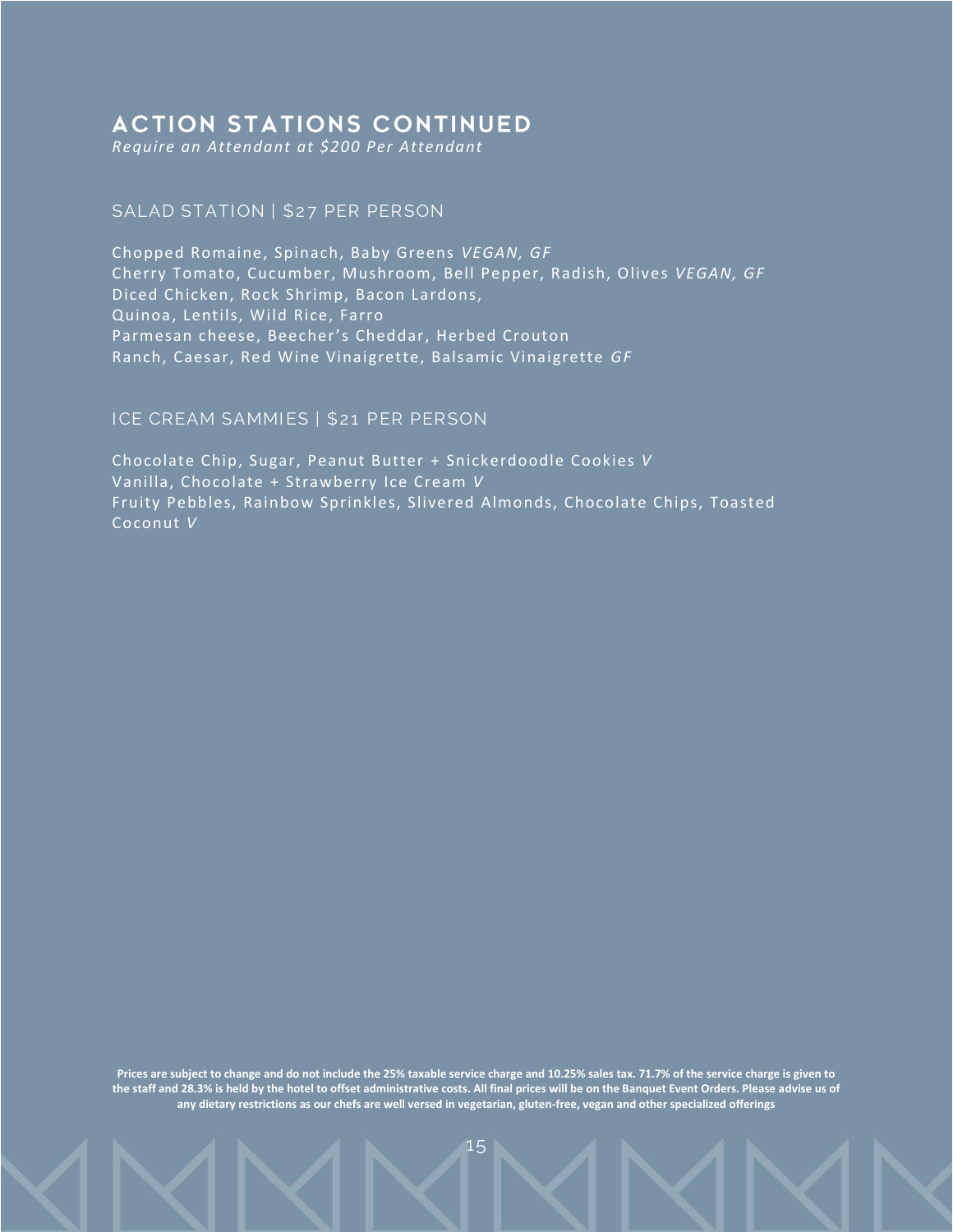## ACTION STATIONS CONTINUED

*Require an Attendant at $200 Per Attendant*

### SALAD STATION | $27 PER PERSON

Chopped Romaine, Spinach, Baby Greens *VEGAN, GF*
Cherry Tomato, Cucumber, Mushroom, Bell Pepper, Radish, Olives *VEGAN, GF*
Diced Chicken, Rock Shrimp, Bacon Lardons,
Quinoa, Lentils, Wild Rice, Farro
Parmesan cheese, Beecher's Cheddar, Herbed Crouton
Ranch, Caesar, Red Wine Vinaigrette, Balsamic Vinaigrette *GF*

### ICE CREAM SAMMIES | $21 PER PERSON

Chocolate Chip, Sugar, Peanut Butter + Snickerdoodle Cookies *V*
Vanilla, Chocolate + Strawberry Ice Cream *V*
Fruity Pebbles, Rainbow Sprinkles, Slivered Almonds, Chocolate Chips, Toasted Coconut *V*

**Prices are subject to change and do not include the 25% taxable service charge and 10.25% sales tax. 71.7% of the service charge is given to the staff and 28.3% is held by the hotel to offset administrative costs. All final prices will be on the Banquet Event Orders. Please advise us of any dietary restrictions as our chefs are well versed in vegetarian, gluten-free, vegan and other specialized offerings**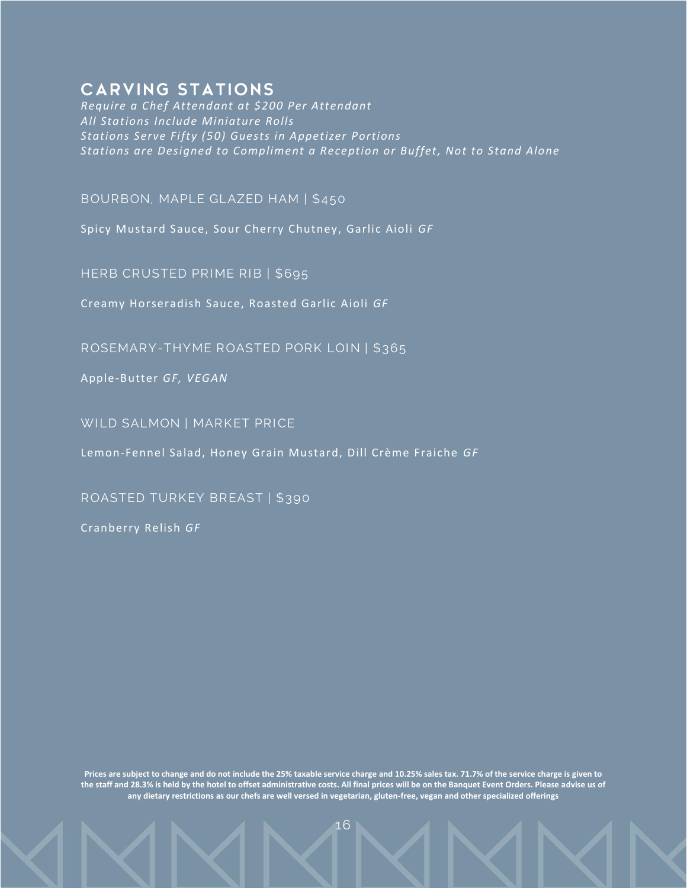## CARVING STATIONS

*Require a Chef Attendant at $200 Per Attendant*
*All Stations Include Miniature Rolls*
*Stations Serve Fifty (50) Guests in Appetizer Portions*
*Stations are Designed to Compliment a Reception or Buffet, Not to Stand Alone*

### BOURBON, MAPLE GLAZED HAM | $450

Spicy Mustard Sauce, Sour Cherry Chutney, Garlic Aioli *GF*

### HERB CRUSTED PRIME RIB | $695

Creamy Horseradish Sauce, Roasted Garlic Aioli *GF*

### ROSEMARY-THYME ROASTED PORK LOIN | $365

Apple-Butter *GF, VEGAN*

### WILD SALMON | MARKET PRICE

Lemon-Fennel Salad, Honey Grain Mustard, Dill Crème Fraiche *GF*

### ROASTED TURKEY BREAST | $390

Cranberry Relish *GF*

**Prices are subject to change and do not include the 25% taxable service charge and 10.25% sales tax. 71.7% of the service charge is given to the staff and 28.3% is held by the hotel to offset administrative costs. All final prices will be on the Banquet Event Orders. Please advise us of any dietary restrictions as our chefs are well versed in vegetarian, gluten-free, vegan and other specialized offerings**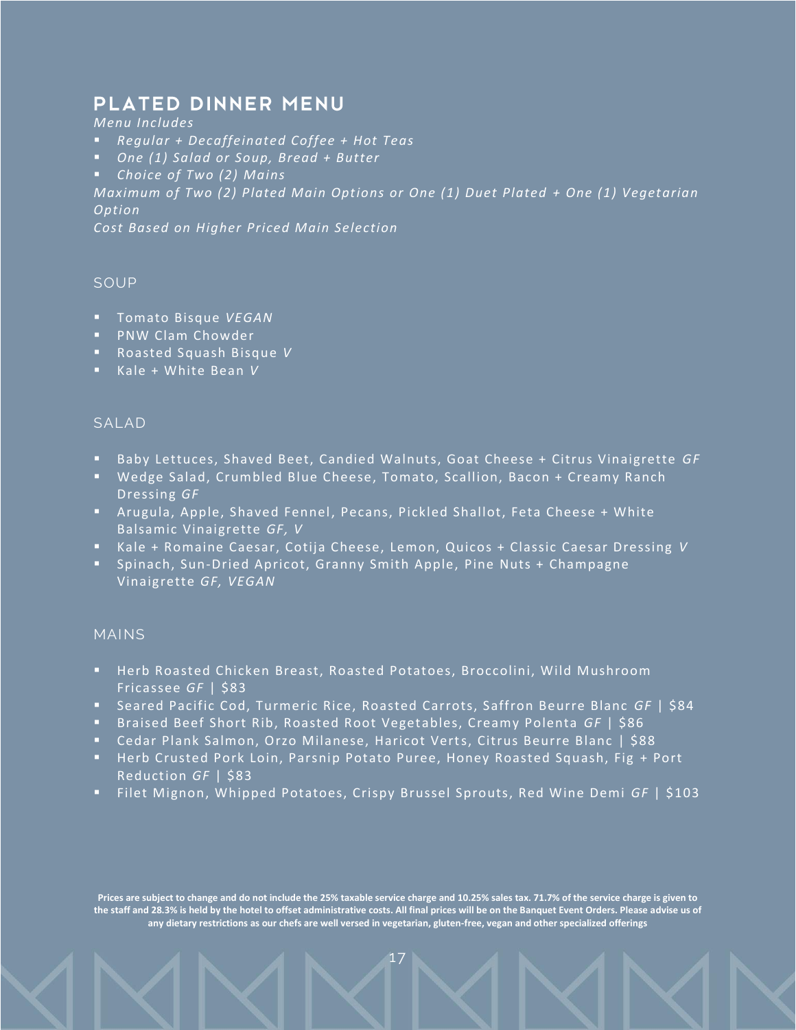# PLATED DINNER MENU

*Menu Includes*

- *Regular + Decaffeinated Coffee + Hot Teas*
- *One (1) Salad or Soup, Bread + Butter*
- *Choice of Two (2) Mains*

*Maximum of Two (2) Plated Main Options or One (1) Duet Plated + One (1) Vegetarian Option*

*Cost Based on Higher Priced Main Selection*

## SOUP

- Tomato Bisque *VEGAN*
- PNW Clam Chowder
- Roasted Squash Bisque *V*
- Kale + White Bean *V*

## SALAD

- Baby Lettuces, Shaved Beet, Candied Walnuts, Goat Cheese + Citrus Vinaigrette *GF*
- Wedge Salad, Crumbled Blue Cheese, Tomato, Scallion, Bacon + Creamy Ranch Dressing *GF*
- Arugula, Apple, Shaved Fennel, Pecans, Pickled Shallot, Feta Cheese + White Balsamic Vinaigrette *GF, V*
- Kale + Romaine Caesar, Cotija Cheese, Lemon, Quicos + Classic Caesar Dressing *V*
- Spinach, Sun-Dried Apricot, Granny Smith Apple, Pine Nuts + Champagne Vinaigrette *GF, VEGAN*

## MAINS

- Herb Roasted Chicken Breast, Roasted Potatoes, Broccolini, Wild Mushroom Fricassee *GF* | $83
- Seared Pacific Cod, Turmeric Rice, Roasted Carrots, Saffron Beurre Blanc *GF* | $84
- Braised Beef Short Rib, Roasted Root Vegetables, Creamy Polenta *GF* | $86
- Cedar Plank Salmon, Orzo Milanese, Haricot Verts, Citrus Beurre Blanc | $88
- Herb Crusted Pork Loin, Parsnip Potato Puree, Honey Roasted Squash, Fig + Port Reduction *GF* | $83
- Filet Mignon, Whipped Potatoes, Crispy Brussel Sprouts, Red Wine Demi *GF* | $103

**Prices are subject to change and do not include the 25% taxable service charge and 10.25% sales tax. 71.7% of the service charge is given to the staff and 28.3% is held by the hotel to offset administrative costs. All final prices will be on the Banquet Event Orders. Please advise us of any dietary restrictions as our chefs are well versed in vegetarian, gluten-free, vegan and other specialized offerings**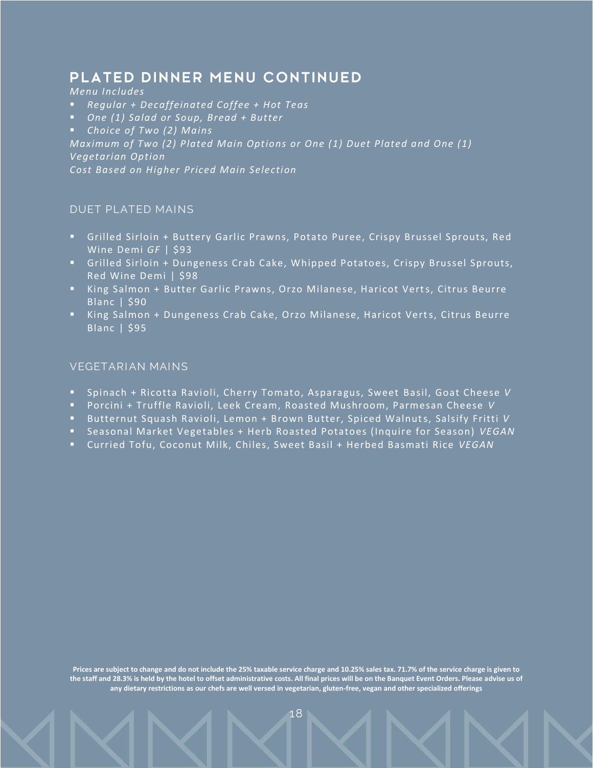## PLATED DINNER MENU CONTINUED

*Menu Includes*

- *Regular + Decaffeinated Coffee + Hot Teas*
- *One (1) Salad or Soup, Bread + Butter*
- *Choice of Two (2) Mains*

*Maximum of Two (2) Plated Main Options or One (1) Duet Plated and One (1) Vegetarian Option*

*Cost Based on Higher Priced Main Selection*

### DUET PLATED MAINS

- Grilled Sirloin + Buttery Garlic Prawns, Potato Puree, Crispy Brussel Sprouts, Red Wine Demi *GF* | $93
- Grilled Sirloin + Dungeness Crab Cake, Whipped Potatoes, Crispy Brussel Sprouts, Red Wine Demi | $98
- King Salmon + Butter Garlic Prawns, Orzo Milanese, Haricot Verts, Citrus Beurre Blanc | $90
- King Salmon + Dungeness Crab Cake, Orzo Milanese, Haricot Verts, Citrus Beurre Blanc | $95

### VEGETARIAN MAINS

- Spinach + Ricotta Ravioli, Cherry Tomato, Asparagus, Sweet Basil, Goat Cheese *V*
- Porcini + Truffle Ravioli, Leek Cream, Roasted Mushroom, Parmesan Cheese *V*
- Butternut Squash Ravioli, Lemon + Brown Butter, Spiced Walnuts, Salsify Fritti *V*
- Seasonal Market Vegetables + Herb Roasted Potatoes (Inquire for Season) *VEGAN*
- Curried Tofu, Coconut Milk, Chiles, Sweet Basil + Herbed Basmati Rice *VEGAN*

**Prices are subject to change and do not include the 25% taxable service charge and 10.25% sales tax. 71.7% of the service charge is given to the staff and 28.3% is held by the hotel to offset administrative costs. All final prices will be on the Banquet Event Orders. Please advise us of any dietary restrictions as our chefs are well versed in vegetarian, gluten-free, vegan and other specialized offerings**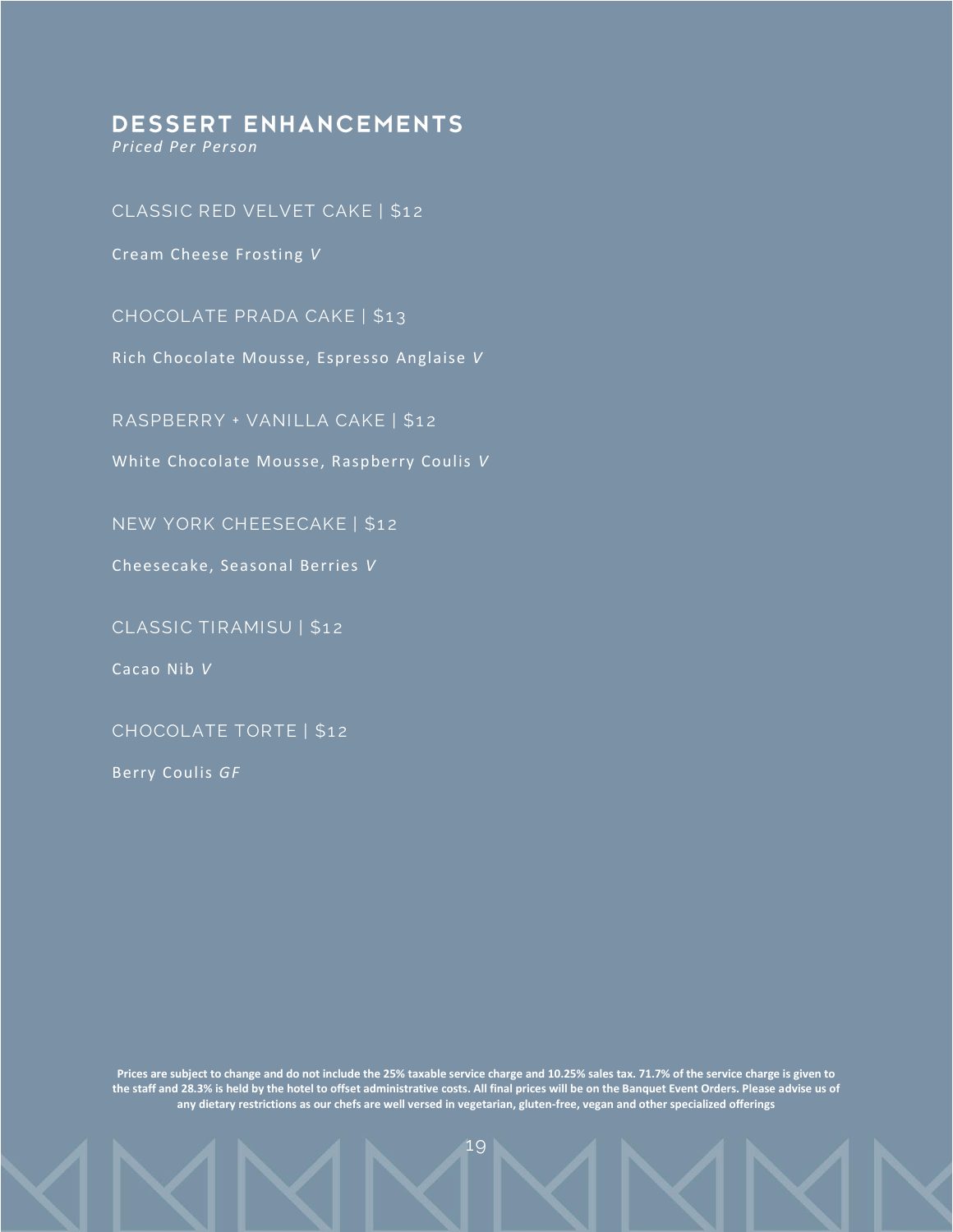## DESSERT ENHANCEMENTS

*Priced Per Person*

### CLASSIC RED VELVET CAKE | $12

Cream Cheese Frosting *V*

### CHOCOLATE PRADA CAKE | $13

Rich Chocolate Mousse, Espresso Anglaise *V*

### RASPBERRY + VANILLA CAKE | $12

White Chocolate Mousse, Raspberry Coulis *V*

### NEW YORK CHEESECAKE | $12

Cheesecake, Seasonal Berries *V*

### CLASSIC TIRAMISU | $12

Cacao Nib *V*

### CHOCOLATE TORTE | $12

Berry Coulis *GF*

**Prices are subject to change and do not include the 25% taxable service charge and 10.25% sales tax. 71.7% of the service charge is given to the staff and 28.3% is held by the hotel to offset administrative costs. All final prices will be on the Banquet Event Orders. Please advise us of any dietary restrictions as our chefs are well versed in vegetarian, gluten-free, vegan and other specialized offerings**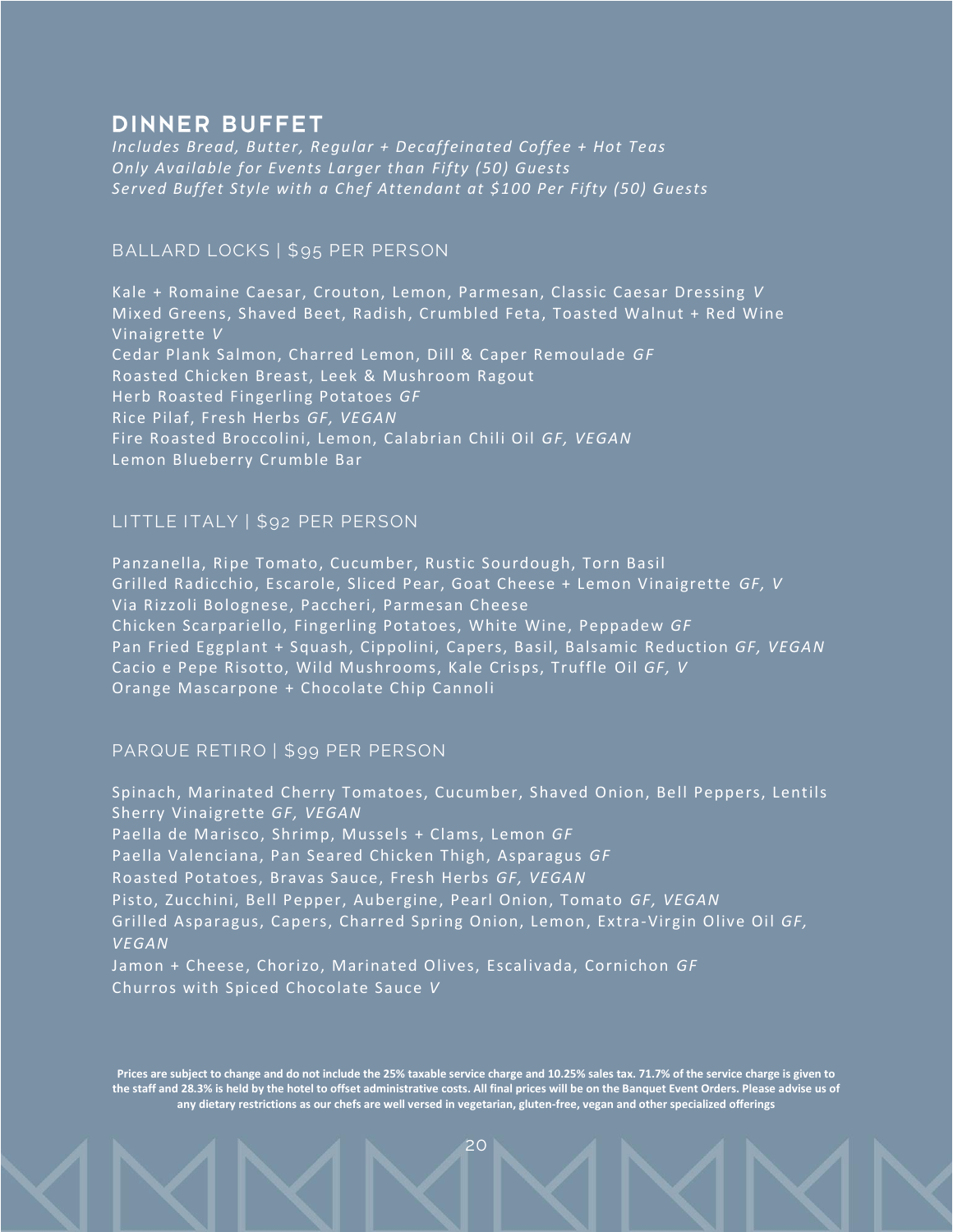## DINNER BUFFET

*Includes Bread, Butter, Regular + Decaffeinated Coffee + Hot Teas*
*Only Available for Events Larger than Fifty (50) Guests*
*Served Buffet Style with a Chef Attendant at $100 Per Fifty (50) Guests*

### BALLARD LOCKS | $95 PER PERSON

Kale + Romaine Caesar, Crouton, Lemon, Parmesan, Classic Caesar Dressing *V*
Mixed Greens, Shaved Beet, Radish, Crumbled Feta, Toasted Walnut + Red Wine Vinaigrette *V*
Cedar Plank Salmon, Charred Lemon, Dill & Caper Remoulade *GF*
Roasted Chicken Breast, Leek & Mushroom Ragout
Herb Roasted Fingerling Potatoes *GF*
Rice Pilaf, Fresh Herbs *GF, VEGAN*
Fire Roasted Broccolini, Lemon, Calabrian Chili Oil *GF, VEGAN*
Lemon Blueberry Crumble Bar

### LITTLE ITALY | $92 PER PERSON

Panzanella, Ripe Tomato, Cucumber, Rustic Sourdough, Torn Basil
Grilled Radicchio, Escarole, Sliced Pear, Goat Cheese + Lemon Vinaigrette *GF, V*
Via Rizzoli Bolognese, Paccheri, Parmesan Cheese
Chicken Scarpariello, Fingerling Potatoes, White Wine, Peppadew *GF*
Pan Fried Eggplant + Squash, Cippolini, Capers, Basil, Balsamic Reduction *GF, VEGAN*
Cacio e Pepe Risotto, Wild Mushrooms, Kale Crisps, Truffle Oil *GF, V*
Orange Mascarpone + Chocolate Chip Cannoli

### PARQUE RETIRO | $99 PER PERSON

Spinach, Marinated Cherry Tomatoes, Cucumber, Shaved Onion, Bell Peppers, Lentils Sherry Vinaigrette *GF, VEGAN*
Paella de Marisco, Shrimp, Mussels + Clams, Lemon *GF*
Paella Valenciana, Pan Seared Chicken Thigh, Asparagus *GF*
Roasted Potatoes, Bravas Sauce, Fresh Herbs *GF, VEGAN*
Pisto, Zucchini, Bell Pepper, Aubergine, Pearl Onion, Tomato *GF, VEGAN*
Grilled Asparagus, Capers, Charred Spring Onion, Lemon, Extra-Virgin Olive Oil *GF, VEGAN*
Jamon + Cheese, Chorizo, Marinated Olives, Escalivada, Cornichon *GF*
Churros with Spiced Chocolate Sauce *V*

**Prices are subject to change and do not include the 25% taxable service charge and 10.25% sales tax. 71.7% of the service charge is given to the staff and 28.3% is held by the hotel to offset administrative costs. All final prices will be on the Banquet Event Orders. Please advise us of any dietary restrictions as our chefs are well versed in vegetarian, gluten-free, vegan and other specialized offerings**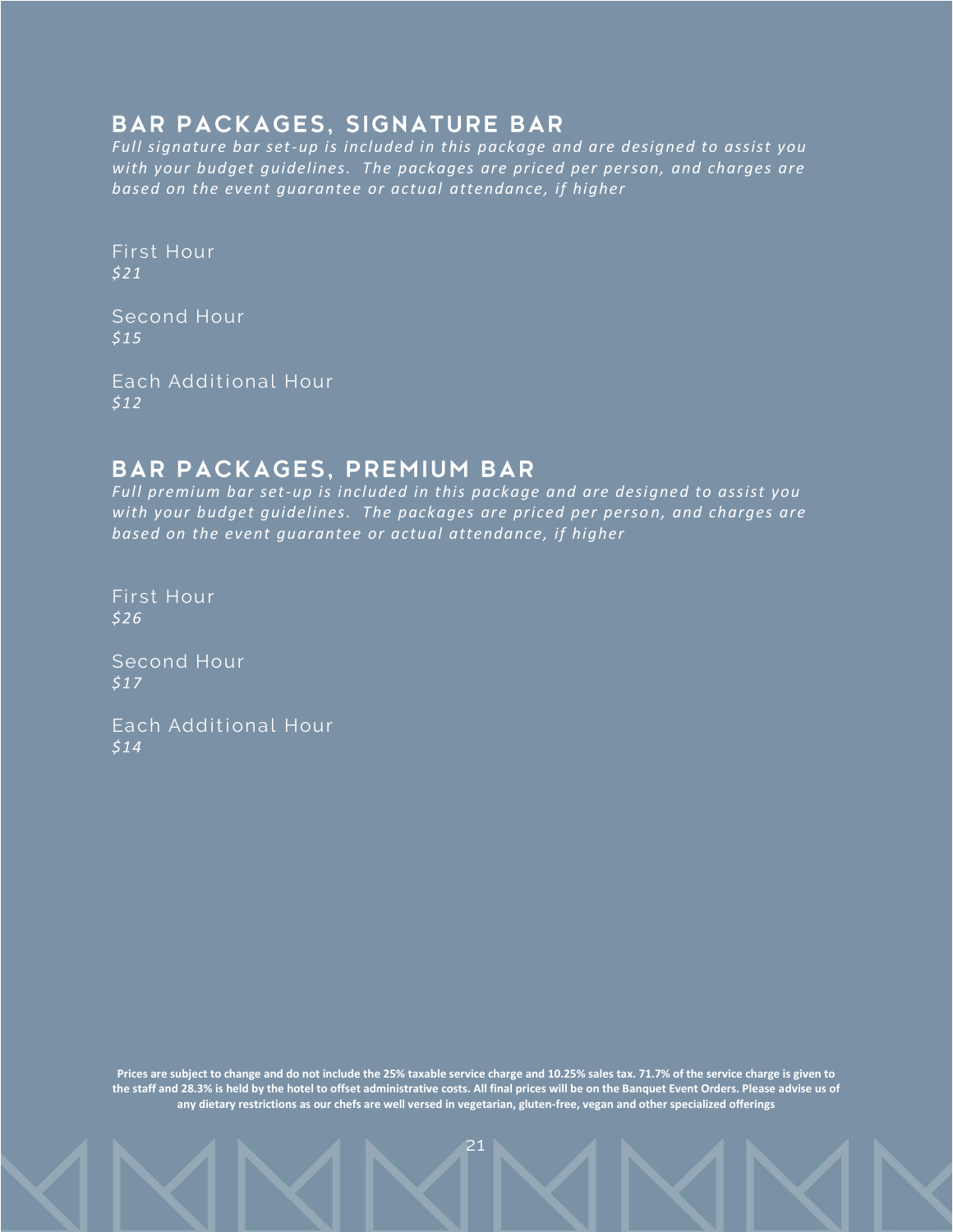## BAR PACKAGES, SIGNATURE BAR

*Full signature bar set-up is included in this package and are designed to assist you with your budget guidelines. The packages are priced per person, and charges are based on the event guarantee or actual attendance, if higher*

First Hour
*$21*

Second Hour
*$15*

Each Additional Hour
*$12*

## BAR PACKAGES, PREMIUM BAR

*Full premium bar set-up is included in this package and are designed to assist you with your budget guidelines. The packages are priced per person, and charges are based on the event guarantee or actual attendance, if higher*

First Hour
*$26*

Second Hour
*$17*

Each Additional Hour
*$14*

**Prices are subject to change and do not include the 25% taxable service charge and 10.25% sales tax. 71.7% of the service charge is given to the staff and 28.3% is held by the hotel to offset administrative costs. All final prices will be on the Banquet Event Orders. Please advise us of any dietary restrictions as our chefs are well versed in vegetarian, gluten-free, vegan and other specialized offerings**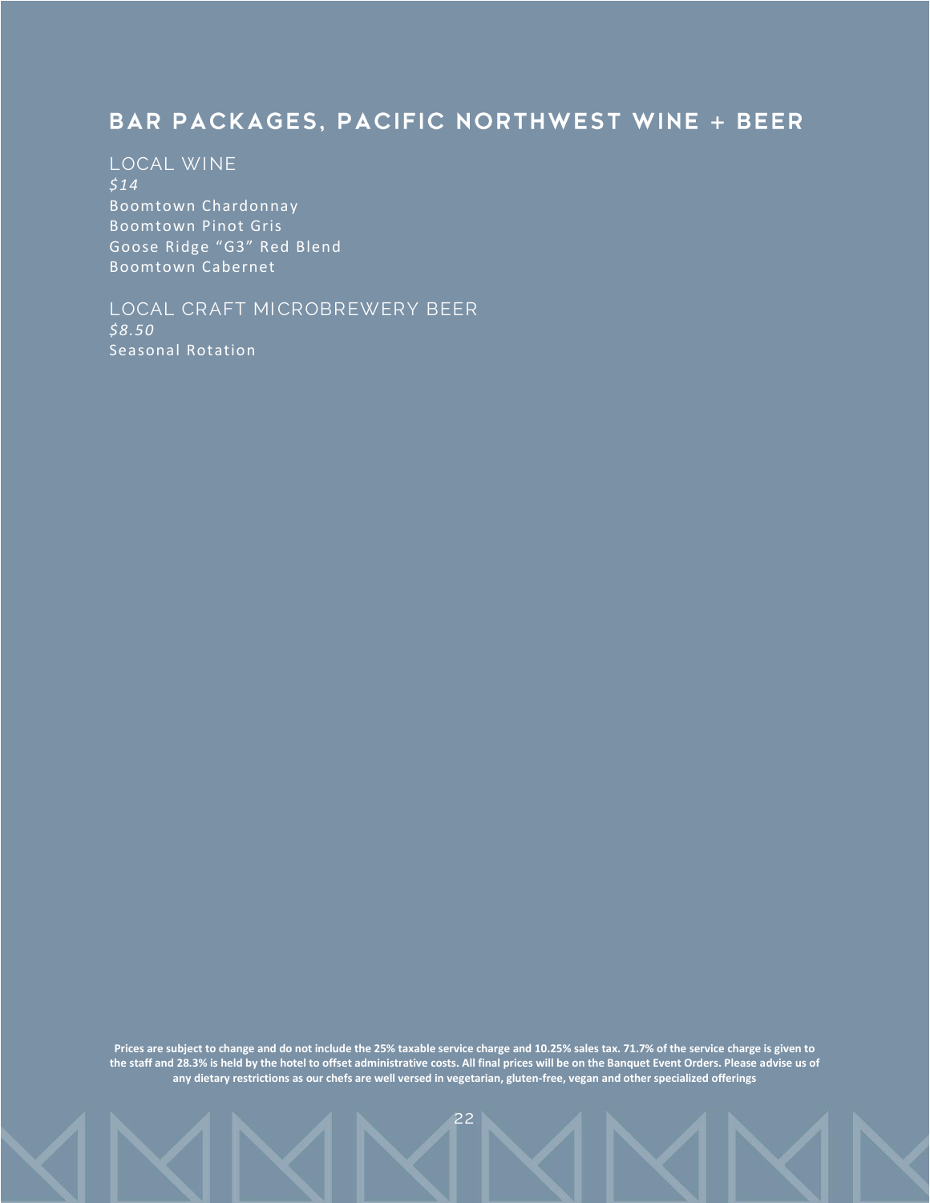# BAR PACKAGES, PACIFIC NORTHWEST WINE + BEER

## LOCAL WINE

*$14*

Boomtown Chardonnay
Boomtown Pinot Gris
Goose Ridge "G3" Red Blend
Boomtown Cabernet

## LOCAL CRAFT MICROBREWERY BEER

*$8.50*

Seasonal Rotation

**Prices are subject to change and do not include the 25% taxable service charge and 10.25% sales tax. 71.7% of the service charge is given to the staff and 28.3% is held by the hotel to offset administrative costs. All final prices will be on the Banquet Event Orders. Please advise us of any dietary restrictions as our chefs are well versed in vegetarian, gluten-free, vegan and other specialized offerings**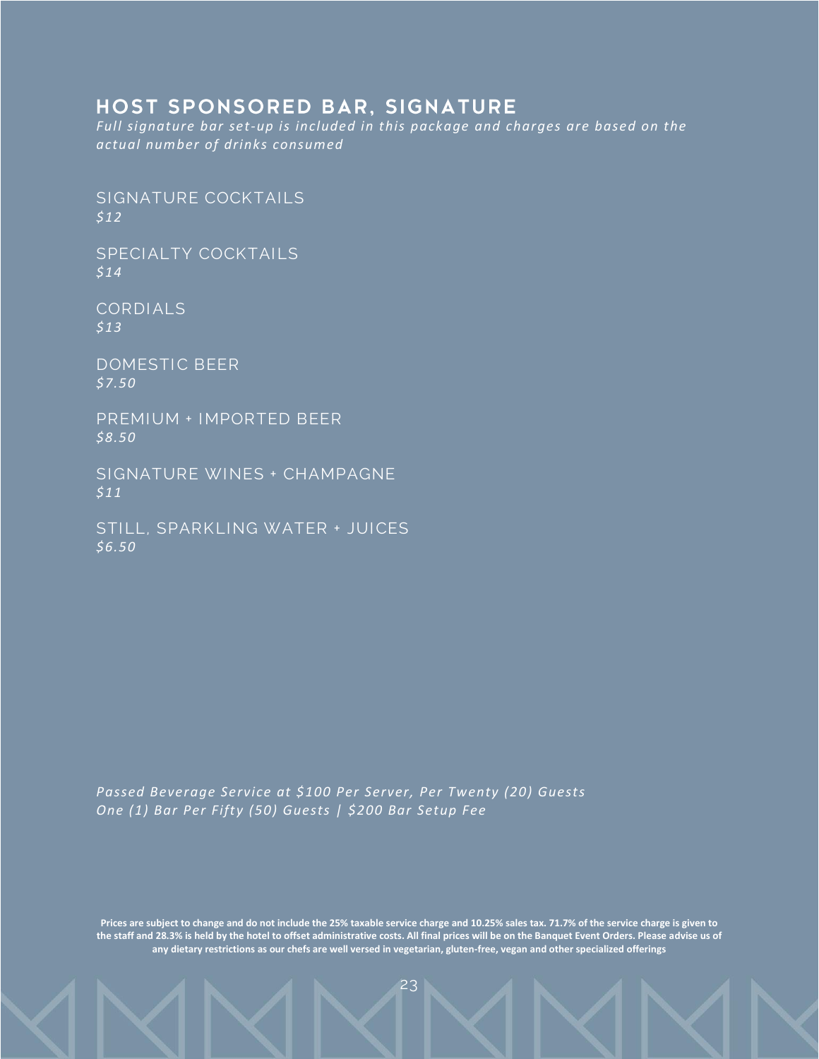## HOST SPONSORED BAR, SIGNATURE

*Full signature bar set-up is included in this package and charges are based on the actual number of drinks consumed*

SIGNATURE COCKTAILS
*$12*

SPECIALTY COCKTAILS
*$14*

CORDIALS
*$13*

DOMESTIC BEER
*$7.50*

PREMIUM + IMPORTED BEER
*$8.50*

SIGNATURE WINES + CHAMPAGNE
*$11*

STILL, SPARKLING WATER + JUICES
*$6.50*

*Passed Beverage Service at $100 Per Server, Per Twenty (20) Guests*
*One (1) Bar Per Fifty (50) Guests | $200 Bar Setup Fee*

**Prices are subject to change and do not include the 25% taxable service charge and 10.25% sales tax. 71.7% of the service charge is given to the staff and 28.3% is held by the hotel to offset administrative costs. All final prices will be on the Banquet Event Orders. Please advise us of any dietary restrictions as our chefs are well versed in vegetarian, gluten-free, vegan and other specialized offerings**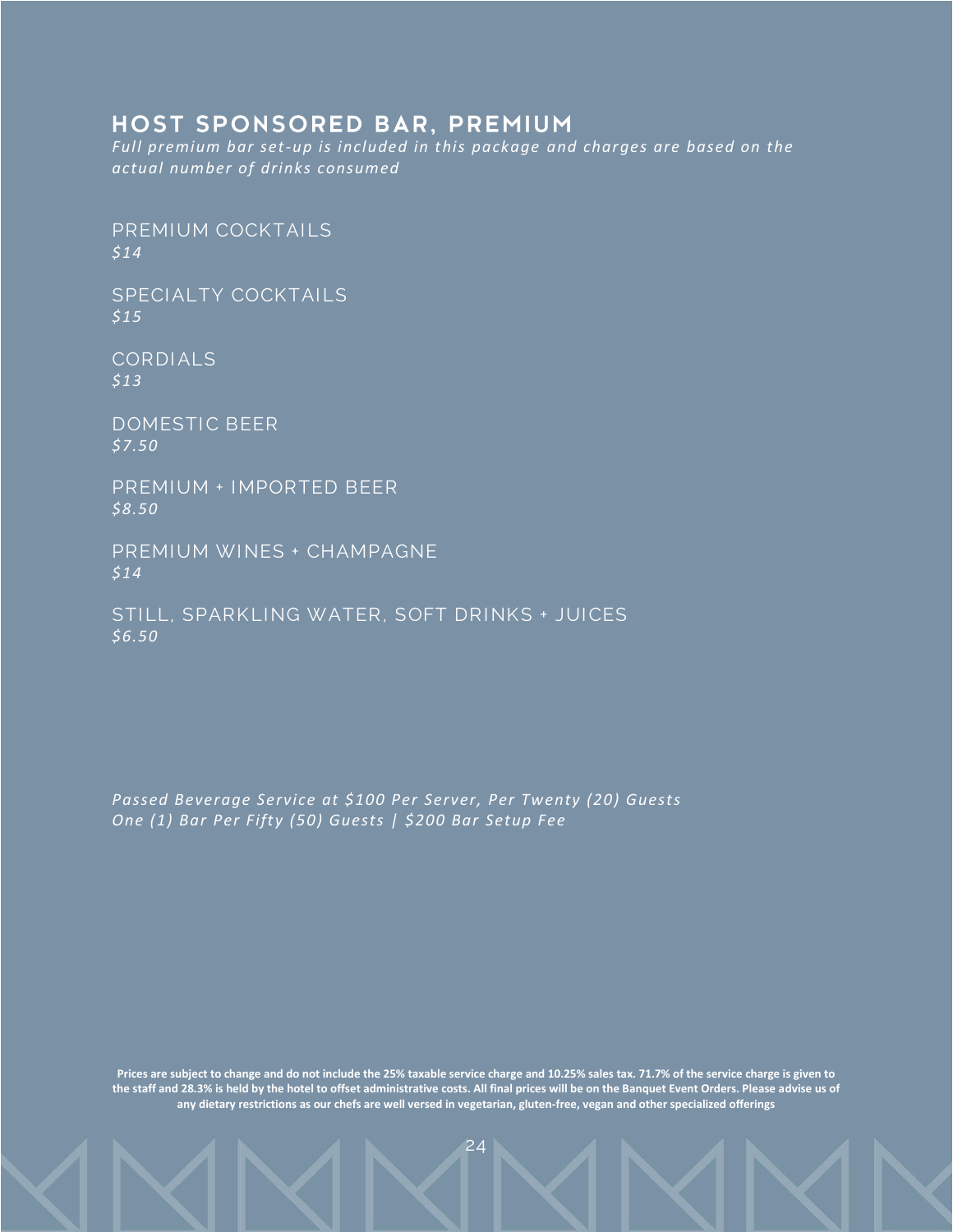# HOST SPONSORED BAR, PREMIUM

*Full premium bar set-up is included in this package and charges are based on the actual number of drinks consumed*

PREMIUM COCKTAILS
*$14*

SPECIALTY COCKTAILS
*$15*

CORDIALS
*$13*

DOMESTIC BEER
*$7.50*

PREMIUM + IMPORTED BEER
*$8.50*

PREMIUM WINES + CHAMPAGNE
*$14*

STILL, SPARKLING WATER, SOFT DRINKS + JUICES
*$6.50*

*Passed Beverage Service at $100 Per Server, Per Twenty (20) Guests*
*One (1) Bar Per Fifty (50) Guests | $200 Bar Setup Fee*

**Prices are subject to change and do not include the 25% taxable service charge and 10.25% sales tax. 71.7% of the service charge is given to the staff and 28.3% is held by the hotel to offset administrative costs. All final prices will be on the Banquet Event Orders. Please advise us of any dietary restrictions as our chefs are well versed in vegetarian, gluten-free, vegan and other specialized offerings**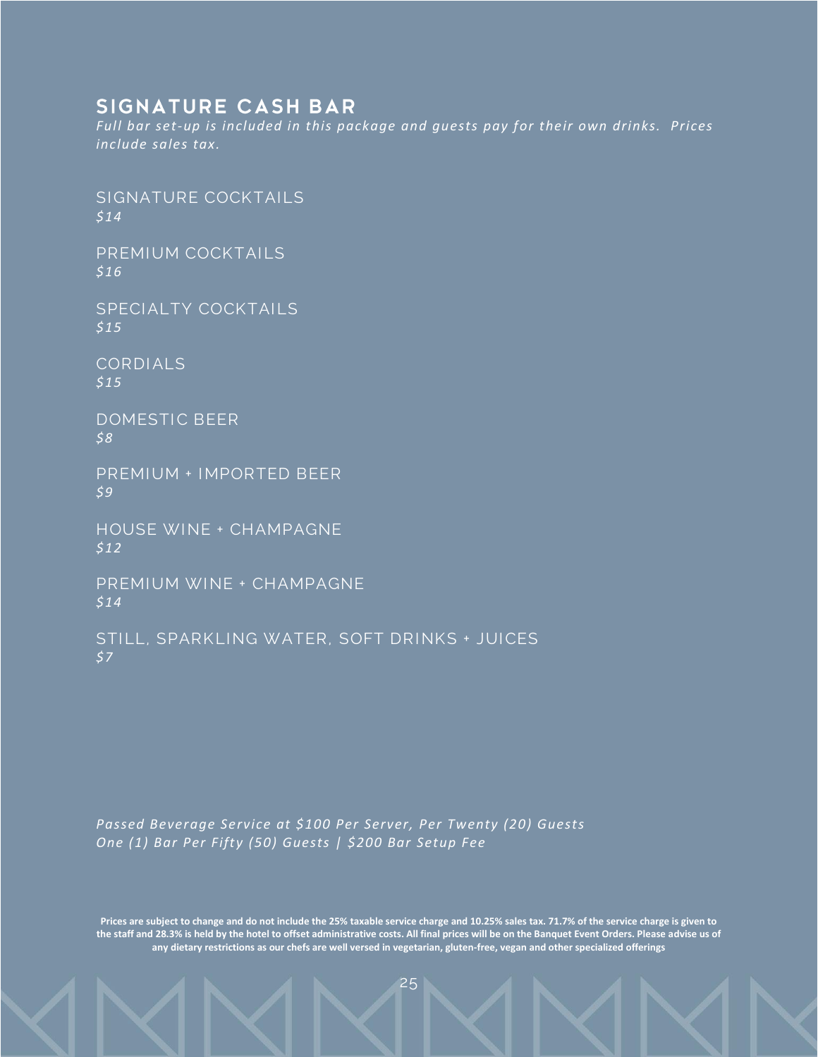## SIGNATURE CASH BAR

*Full bar set-up is included in this package and guests pay for their own drinks. Prices include sales tax.*

SIGNATURE COCKTAILS
*$14*

PREMIUM COCKTAILS
*$16*

SPECIALTY COCKTAILS
*$15*

CORDIALS
*$15*

DOMESTIC BEER
*$8*

PREMIUM + IMPORTED BEER
*$9*

HOUSE WINE + CHAMPAGNE
*$12*

PREMIUM WINE + CHAMPAGNE
*$14*

STILL, SPARKLING WATER, SOFT DRINKS + JUICES
*$7*

*Passed Beverage Service at $100 Per Server, Per Twenty (20) Guests*
*One (1) Bar Per Fifty (50) Guests | $200 Bar Setup Fee*

**Prices are subject to change and do not include the 25% taxable service charge and 10.25% sales tax. 71.7% of the service charge is given to the staff and 28.3% is held by the hotel to offset administrative costs. All final prices will be on the Banquet Event Orders. Please advise us of any dietary restrictions as our chefs are well versed in vegetarian, gluten-free, vegan and other specialized offerings**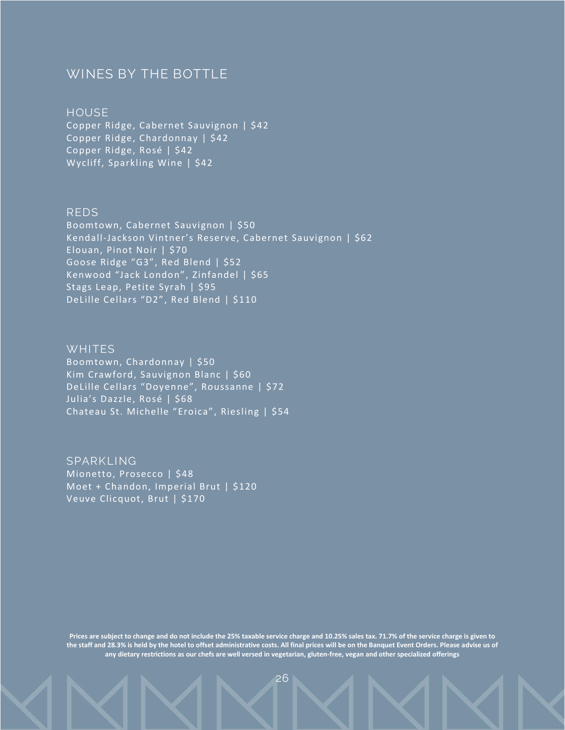# WINES BY THE BOTTLE

## HOUSE

Copper Ridge, Cabernet Sauvignon | $42
Copper Ridge, Chardonnay | $42
Copper Ridge, Rosé | $42
Wycliff, Sparkling Wine | $42

## REDS

Boomtown, Cabernet Sauvignon | $50
Kendall-Jackson Vintner's Reserve, Cabernet Sauvignon | $62
Elouan, Pinot Noir | $70
Goose Ridge "G3", Red Blend | $52
Kenwood "Jack London", Zinfandel | $65
Stags Leap, Petite Syrah | $95
DeLille Cellars "D2", Red Blend | $110

## WHITES

Boomtown, Chardonnay | $50
Kim Crawford, Sauvignon Blanc | $60
DeLille Cellars "Doyenne", Roussanne | $72
Julia's Dazzle, Rosé | $68
Chateau St. Michelle "Eroica", Riesling | $54

## SPARKLING

Mionetto, Prosecco | $48
Moet + Chandon, Imperial Brut | $120
Veuve Clicquot, Brut | $170

**Prices are subject to change and do not include the 25% taxable service charge and 10.25% sales tax. 71.7% of the service charge is given to the staff and 28.3% is held by the hotel to offset administrative costs. All final prices will be on the Banquet Event Orders. Please advise us of any dietary restrictions as our chefs are well versed in vegetarian, gluten-free, vegan and other specialized offerings**